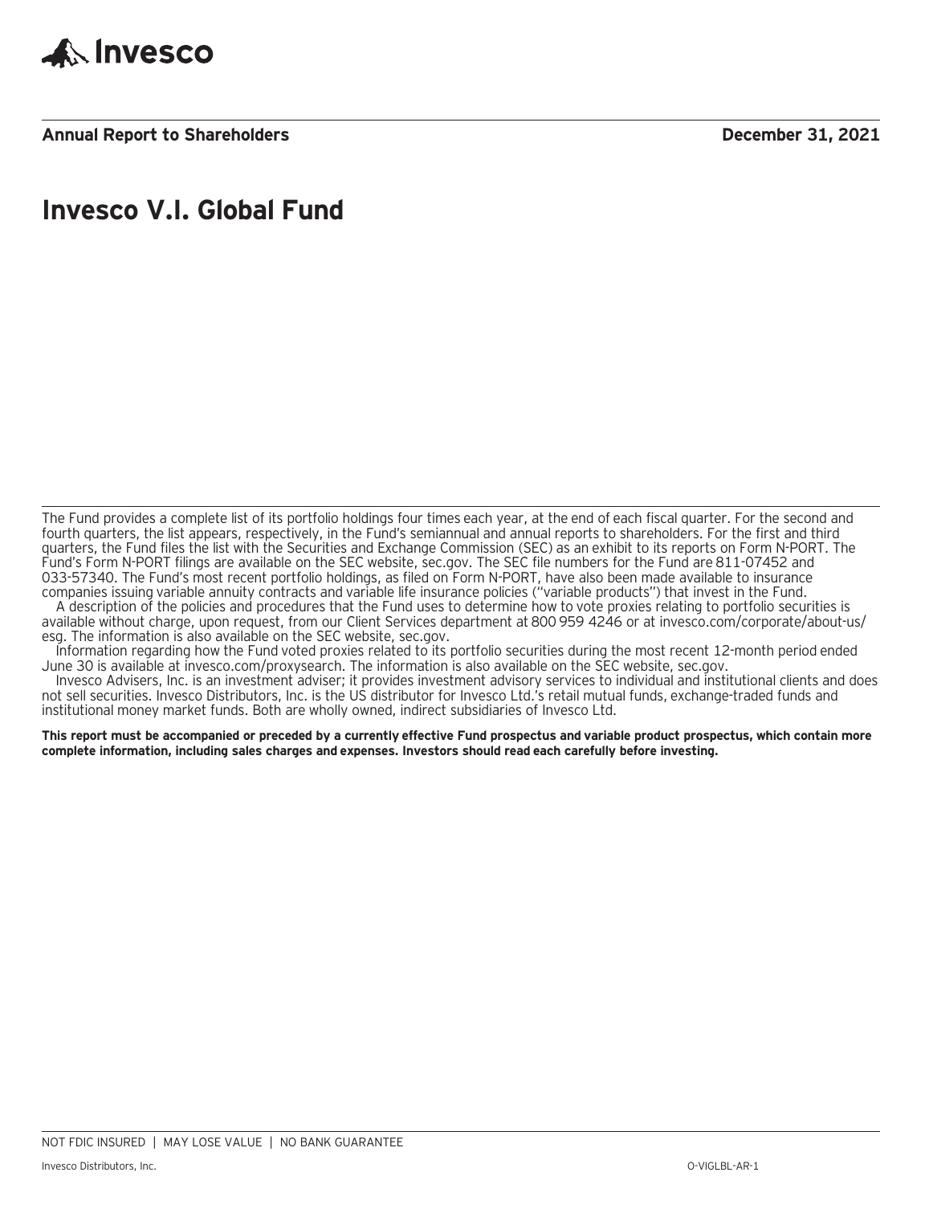Invesco

**Annual Report to Shareholders** **December 31, 2021**

# Invesco V.I. Global Fund

The Fund provides a complete list of its portfolio holdings four times each year, at the end of each fiscal quarter. For the second and fourth quarters, the list appears, respectively, in the Fund's semiannual and annual reports to shareholders. For the first and third quarters, the Fund files the list with the Securities and Exchange Commission (SEC) as an exhibit to its reports on Form N-PORT. The Fund's Form N-PORT filings are available on the SEC website, sec.gov. The SEC file numbers for the Fund are 811-07452 and 033-57340. The Fund's most recent portfolio holdings, as filed on Form N-PORT, have also been made available to insurance companies issuing variable annuity contracts and variable life insurance policies ("variable products") that invest in the Fund.

A description of the policies and procedures that the Fund uses to determine how to vote proxies relating to portfolio securities is available without charge, upon request, from our Client Services department at 800 959 4246 or at invesco.com/corporate/about-us/esg. The information is also available on the SEC website, sec.gov.

Information regarding how the Fund voted proxies related to its portfolio securities during the most recent 12-month period ended June 30 is available at invesco.com/proxysearch. The information is also available on the SEC website, sec.gov.

Invesco Advisers, Inc. is an investment adviser; it provides investment advisory services to individual and institutional clients and does not sell securities. Invesco Distributors, Inc. is the US distributor for Invesco Ltd.'s retail mutual funds, exchange-traded funds and institutional money market funds. Both are wholly owned, indirect subsidiaries of Invesco Ltd.

**This report must be accompanied or preceded by a currently effective Fund prospectus and variable product prospectus, which contain more complete information, including sales charges and expenses. Investors should read each carefully before investing.**

NOT FDIC INSURED | MAY LOSE VALUE | NO BANK GUARANTEE

Invesco Distributors, Inc. O-VIGLBL-AR-1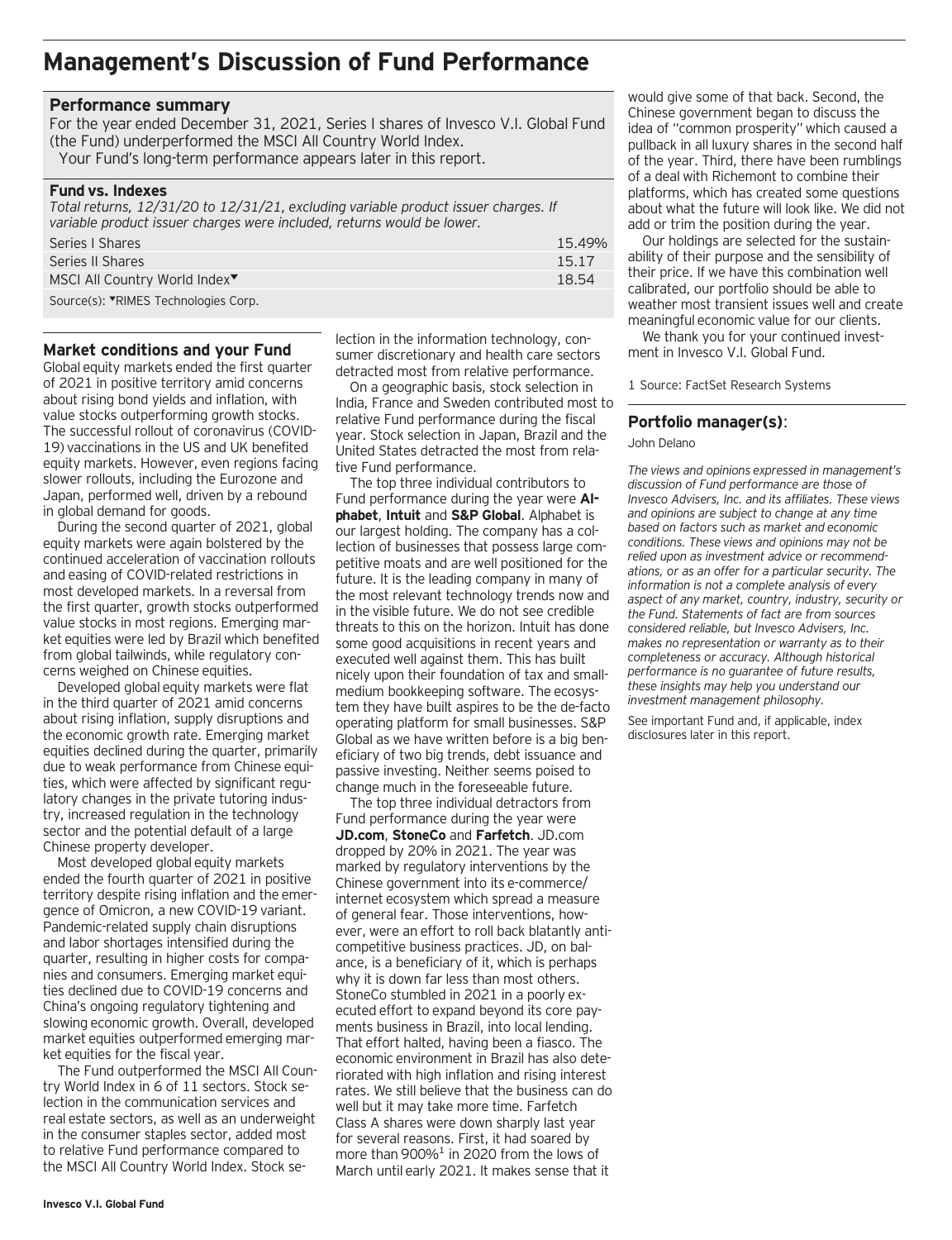# Management's Discussion of Fund Performance

## Performance summary

For the year ended December 31, 2021, Series I shares of Invesco V.I. Global Fund (the Fund) underperformed the MSCI All Country World Index.

Your Fund's long-term performance appears later in this report.

### Fund vs. Indexes

*Total returns, 12/31/20 to 12/31/21, excluding variable product issuer charges. If variable product issuer charges were included, returns would be lower.*

| | |
|---|---|
| Series I Shares | 15.49% |
| Series II Shares | 15.17 |
| MSCI All Country World Index▼ | 18.54 |

Source(s): ▼RIMES Technologies Corp.

## Market conditions and your Fund

Global equity markets ended the first quarter of 2021 in positive territory amid concerns about rising bond yields and inflation, with value stocks outperforming growth stocks. The successful rollout of coronavirus (COVID-19) vaccinations in the US and UK benefited equity markets. However, even regions facing slower rollouts, including the Eurozone and Japan, performed well, driven by a rebound in global demand for goods.

During the second quarter of 2021, global equity markets were again bolstered by the continued acceleration of vaccination rollouts and easing of COVID-related restrictions in most developed markets. In a reversal from the first quarter, growth stocks outperformed value stocks in most regions. Emerging market equities were led by Brazil which benefited from global tailwinds, while regulatory concerns weighed on Chinese equities.

Developed global equity markets were flat in the third quarter of 2021 amid concerns about rising inflation, supply disruptions and the economic growth rate. Emerging market equities declined during the quarter, primarily due to weak performance from Chinese equities, which were affected by significant regulatory changes in the private tutoring industry, increased regulation in the technology sector and the potential default of a large Chinese property developer.

Most developed global equity markets ended the fourth quarter of 2021 in positive territory despite rising inflation and the emergence of Omicron, a new COVID-19 variant. Pandemic-related supply chain disruptions and labor shortages intensified during the quarter, resulting in higher costs for companies and consumers. Emerging market equities declined due to COVID-19 concerns and China's ongoing regulatory tightening and slowing economic growth. Overall, developed market equities outperformed emerging market equities for the fiscal year.

The Fund outperformed the MSCI All Country World Index in 6 of 11 sectors. Stock selection in the communication services and real estate sectors, as well as an underweight in the consumer staples sector, added most to relative Fund performance compared to the MSCI All Country World Index. Stock selection in the information technology, consumer discretionary and health care sectors detracted most from relative performance.

On a geographic basis, stock selection in India, France and Sweden contributed most to relative Fund performance during the fiscal year. Stock selection in Japan, Brazil and the United States detracted the most from relative Fund performance.

The top three individual contributors to Fund performance during the year were **Alphabet**, **Intuit** and **S&P Global**. Alphabet is our largest holding. The company has a collection of businesses that possess large competitive moats and are well positioned for the future. It is the leading company in many of the most relevant technology trends now and in the visible future. We do not see credible threats to this on the horizon. Intuit has done some good acquisitions in recent years and executed well against them. This has built nicely upon their foundation of tax and small-medium bookkeeping software. The ecosystem they have built aspires to be the de-facto operating platform for small businesses. S&P Global as we have written before is a big beneficiary of two big trends, debt issuance and passive investing. Neither seems poised to change much in the foreseeable future.

The top three individual detractors from Fund performance during the year were **JD.com**, **StoneCo** and **Farfetch**. JD.com dropped by 20% in 2021. The year was marked by regulatory interventions by the Chinese government into its e-commerce/internet ecosystem which spread a measure of general fear. Those interventions, however, were an effort to roll back blatantly anti-competitive business practices. JD, on balance, is a beneficiary of it, which is perhaps why it is down far less than most others. StoneCo stumbled in 2021 in a poorly executed effort to expand beyond its core payments business in Brazil, into local lending. That effort halted, having been a fiasco. The economic environment in Brazil has also deteriorated with high inflation and rising interest rates. We still believe that the business can do well but it may take more time. Farfetch Class A shares were down sharply last year for several reasons. First, it had soared by more than 900%[1] in 2020 from the lows of March until early 2021. It makes sense that it would give some of that back. Second, the Chinese government began to discuss the idea of "common prosperity" which caused a pullback in all luxury shares in the second half of the year. Third, there have been rumblings of a deal with Richemont to combine their platforms, which has created some questions about what the future will look like. We did not add or trim the position during the year.

Our holdings are selected for the sustainability of their purpose and the sensibility of their price. If we have this combination well calibrated, our portfolio should be able to weather most transient issues well and create meaningful economic value for our clients.

We thank you for your continued investment in Invesco V.I. Global Fund.

1 Source: FactSet Research Systems

## Portfolio manager(s):

John Delano

*The views and opinions expressed in management's discussion of Fund performance are those of Invesco Advisers, Inc. and its affiliates. These views and opinions are subject to change at any time based on factors such as market and economic conditions. These views and opinions may not be relied upon as investment advice or recommendations, or as an offer for a particular security. The information is not a complete analysis of every aspect of any market, country, industry, security or the Fund. Statements of fact are from sources considered reliable, but Invesco Advisers, Inc. makes no representation or warranty as to their completeness or accuracy. Although historical performance is no guarantee of future results, these insights may help you understand our investment management philosophy.*

See important Fund and, if applicable, index disclosures later in this report.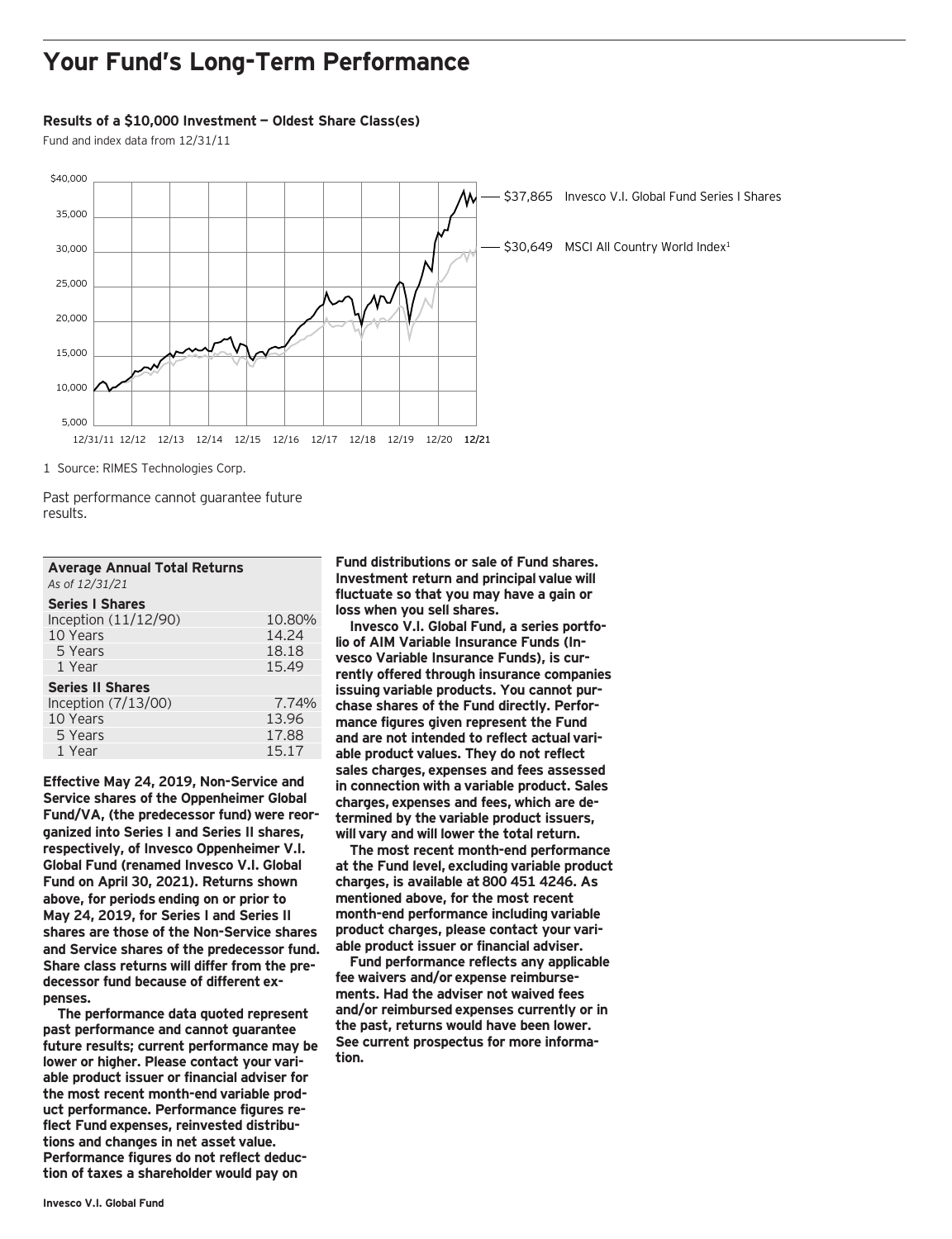# Your Fund's Long-Term Performance

### Results of a $10,000 Investment — Oldest Share Class(es)

Fund and index data from 12/31/11

$37,865 Invesco V.I. Global Fund Series I Shares

$30,649 MSCI All Country World Index[1]

1 Source: RIMES Technologies Corp.

Past performance cannot guarantee future results.

| **Average Annual Total Returns** | |
|---|---|
| *As of 12/31/21* | |
| **Series I Shares** | |
| Inception (11/12/90) | 10.80% |
| 10 Years | 14.24 |
| 5 Years | 18.18 |
| 1 Year | 15.49 |
| **Series II Shares** | |
| Inception (7/13/00) | 7.74% |
| 10 Years | 13.96 |
| 5 Years | 17.88 |
| 1 Year | 15.17 |

**Effective May 24, 2019, Non-Service and Service shares of the Oppenheimer Global Fund/VA, (the predecessor fund) were reorganized into Series I and Series II shares, respectively, of Invesco Oppenheimer V.I. Global Fund (renamed Invesco V.I. Global Fund on April 30, 2021). Returns shown above, for periods ending on or prior to May 24, 2019, for Series I and Series II shares are those of the Non-Service shares and Service shares of the predecessor fund. Share class returns will differ from the predecessor fund because of different expenses.**

**The performance data quoted represent past performance and cannot guarantee future results; current performance may be lower or higher. Please contact your variable product issuer or financial adviser for the most recent month-end variable product performance. Performance figures reflect Fund expenses, reinvested distributions and changes in net asset value. Performance figures do not reflect deduction of taxes a shareholder would pay on Fund distributions or sale of Fund shares. Investment return and principal value will fluctuate so that you may have a gain or loss when you sell shares.**

**Invesco V.I. Global Fund, a series portfolio of AIM Variable Insurance Funds (Invesco Variable Insurance Funds), is currently offered through insurance companies issuing variable products. You cannot purchase shares of the Fund directly. Performance figures given represent the Fund and are not intended to reflect actual variable product values. They do not reflect sales charges, expenses and fees assessed in connection with a variable product. Sales charges, expenses and fees, which are determined by the variable product issuers, will vary and will lower the total return.**

**The most recent month-end performance at the Fund level, excluding variable product charges, is available at 800 451 4246. As mentioned above, for the most recent month-end performance including variable product charges, please contact your variable product issuer or financial adviser.**

**Fund performance reflects any applicable fee waivers and/or expense reimbursements. Had the adviser not waived fees and/or reimbursed expenses currently or in the past, returns would have been lower. See current prospectus for more information.**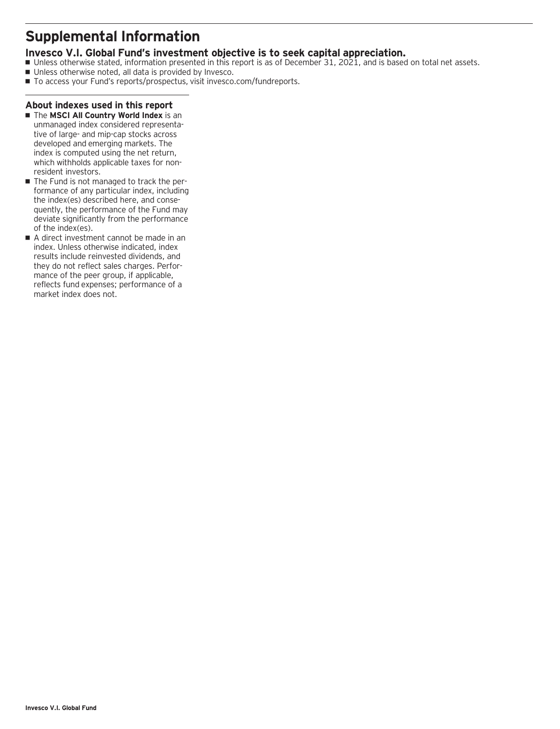# Supplemental Information

## Invesco V.I. Global Fund's investment objective is to seek capital appreciation.

- Unless otherwise stated, information presented in this report is as of December 31, 2021, and is based on total net assets.
- Unless otherwise noted, all data is provided by Invesco.
- To access your Fund's reports/prospectus, visit invesco.com/fundreports.

### About indexes used in this report

- The **MSCI All Country World Index** is an unmanaged index considered representative of large- and mip-cap stocks across developed and emerging markets. The index is computed using the net return, which withholds applicable taxes for non-resident investors.
- The Fund is not managed to track the performance of any particular index, including the index(es) described here, and consequently, the performance of the Fund may deviate significantly from the performance of the index(es).
- A direct investment cannot be made in an index. Unless otherwise indicated, index results include reinvested dividends, and they do not reflect sales charges. Performance of the peer group, if applicable, reflects fund expenses; performance of a market index does not.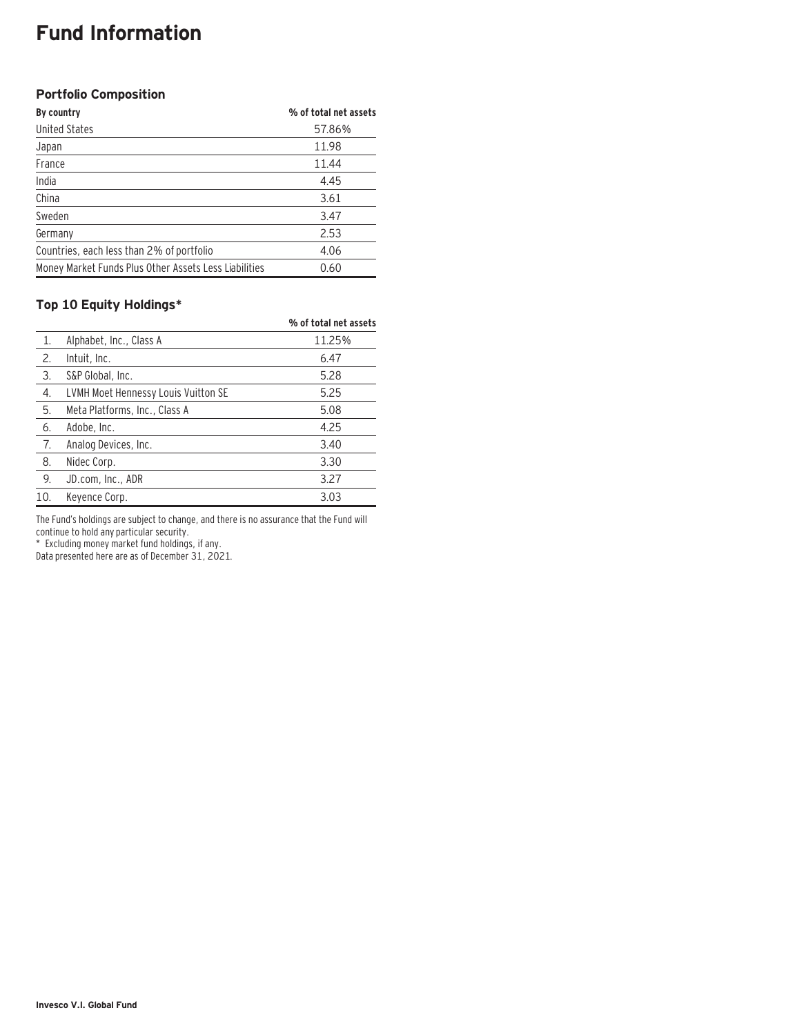# Fund Information

## Portfolio Composition

| By country | % of total net assets |
|---|---|
| United States | 57.86% |
| Japan | 11.98 |
| France | 11.44 |
| India | 4.45 |
| China | 3.61 |
| Sweden | 3.47 |
| Germany | 2.53 |
| Countries, each less than 2% of portfolio | 4.06 |
| Money Market Funds Plus Other Assets Less Liabilities | 0.60 |

## Top 10 Equity Holdings*

| | | % of total net assets |
|---|---|---|
| 1. | Alphabet, Inc., Class A | 11.25% |
| 2. | Intuit, Inc. | 6.47 |
| 3. | S&P Global, Inc. | 5.28 |
| 4. | LVMH Moet Hennessy Louis Vuitton SE | 5.25 |
| 5. | Meta Platforms, Inc., Class A | 5.08 |
| 6. | Adobe, Inc. | 4.25 |
| 7. | Analog Devices, Inc. | 3.40 |
| 8. | Nidec Corp. | 3.30 |
| 9. | JD.com, Inc., ADR | 3.27 |
| 10. | Keyence Corp. | 3.03 |

The Fund's holdings are subject to change, and there is no assurance that the Fund will continue to hold any particular security.

* Excluding money market fund holdings, if any.

Data presented here are as of December 31, 2021.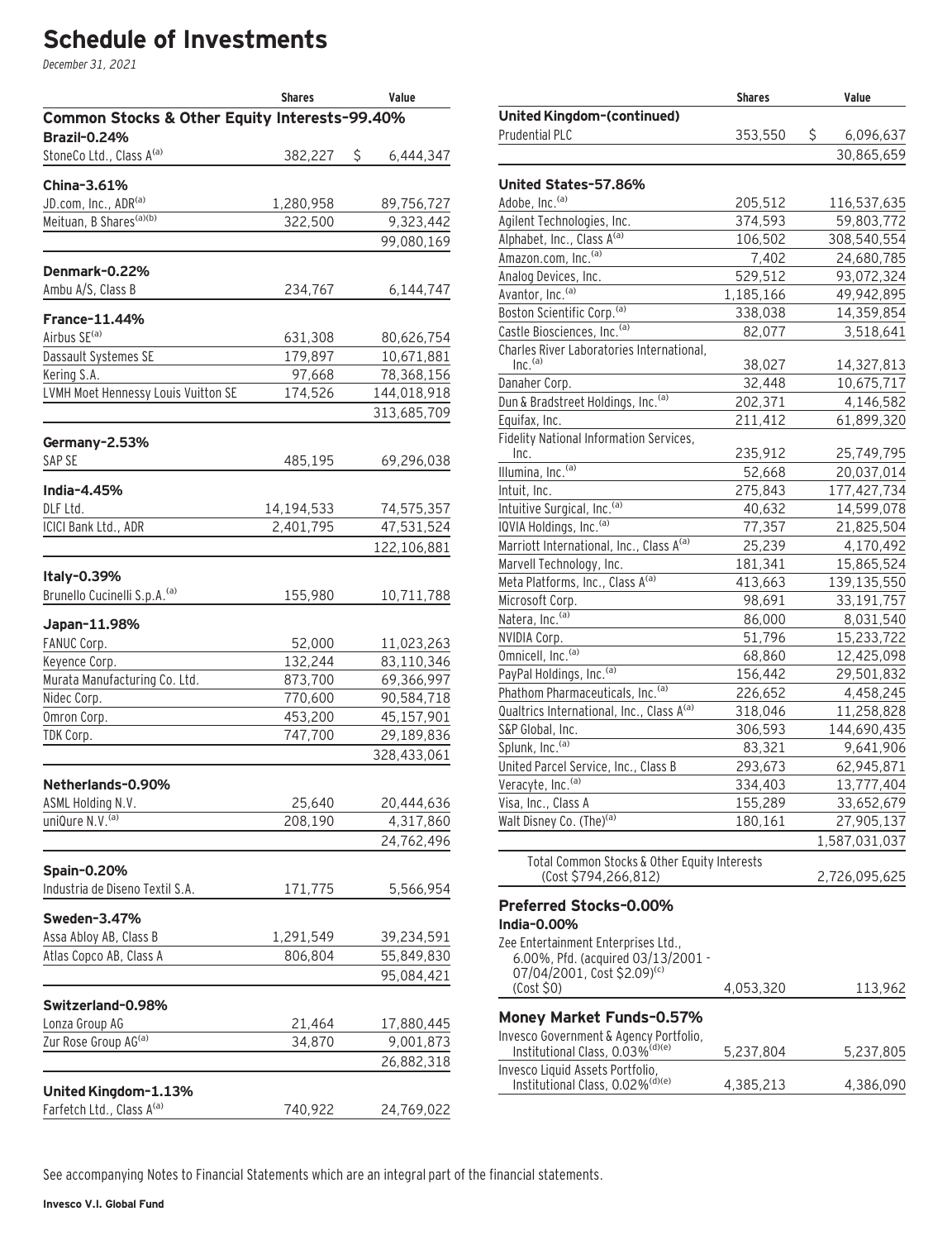# Schedule of Investments

*December 31, 2021*

| | Shares | Value |
|---|---|---|
| **Common Stocks & Other Equity Interests–99.40%** | | |
| **Brazil–0.24%** | | |
| StoneCo Ltd., Class A[(a)] | 382,227 | $ 6,444,347 |
| **China–3.61%** | | |
| JD.com, Inc., ADR[(a)] | 1,280,958 | 89,756,727 |
| Meituan, B Shares[(a)(b)] | 322,500 | 9,323,442 |
| | | 99,080,169 |
| **Denmark–0.22%** | | |
| Ambu A/S, Class B | 234,767 | 6,144,747 |
| **France–11.44%** | | |
| Airbus SE[(a)] | 631,308 | 80,626,754 |
| Dassault Systemes SE | 179,897 | 10,671,881 |
| Kering S.A. | 97,668 | 78,368,156 |
| LVMH Moet Hennessy Louis Vuitton SE | 174,526 | 144,018,918 |
| | | 313,685,709 |
| **Germany–2.53%** | | |
| SAP SE | 485,195 | 69,296,038 |
| **India–4.45%** | | |
| DLF Ltd. | 14,194,533 | 74,575,357 |
| ICICI Bank Ltd., ADR | 2,401,795 | 47,531,524 |
| | | 122,106,881 |
| **Italy–0.39%** | | |
| Brunello Cucinelli S.p.A.[(a)] | 155,980 | 10,711,788 |
| **Japan–11.98%** | | |
| FANUC Corp. | 52,000 | 11,023,263 |
| Keyence Corp. | 132,244 | 83,110,346 |
| Murata Manufacturing Co. Ltd. | 873,700 | 69,366,997 |
| Nidec Corp. | 770,600 | 90,584,718 |
| Omron Corp. | 453,200 | 45,157,901 |
| TDK Corp. | 747,700 | 29,189,836 |
| | | 328,433,061 |
| **Netherlands–0.90%** | | |
| ASML Holding N.V. | 25,640 | 20,444,636 |
| uniQure N.V.[(a)] | 208,190 | 4,317,860 |
| | | 24,762,496 |
| **Spain–0.20%** | | |
| Industria de Diseno Textil S.A. | 171,775 | 5,566,954 |
| **Sweden–3.47%** | | |
| Assa Abloy AB, Class B | 1,291,549 | 39,234,591 |
| Atlas Copco AB, Class A | 806,804 | 55,849,830 |
| | | 95,084,421 |
| **Switzerland–0.98%** | | |
| Lonza Group AG | 21,464 | 17,880,445 |
| Zur Rose Group AG[(a)] | 34,870 | 9,001,873 |
| | | 26,882,318 |
| **United Kingdom–1.13%** | | |
| Farfetch Ltd., Class A[(a)] | 740,922 | 24,769,022 |
| **United Kingdom–(continued)** | | |
| Prudential PLC | 353,550 | $ 6,096,637 |
| | | 30,865,659 |
| **United States–57.86%** | | |
| Adobe, Inc.[(a)] | 205,512 | 116,537,635 |
| Agilent Technologies, Inc. | 374,593 | 59,803,772 |
| Alphabet, Inc., Class A[(a)] | 106,502 | 308,540,554 |
| Amazon.com, Inc.[(a)] | 7,402 | 24,680,785 |
| Analog Devices, Inc. | 529,512 | 93,072,324 |
| Avantor, Inc.[(a)] | 1,185,166 | 49,942,895 |
| Boston Scientific Corp.[(a)] | 338,038 | 14,359,854 |
| Castle Biosciences, Inc.[(a)] | 82,077 | 3,518,641 |
| Charles River Laboratories International, Inc.[(a)] | 38,027 | 14,327,813 |
| Danaher Corp. | 32,448 | 10,675,717 |
| Dun & Bradstreet Holdings, Inc.[(a)] | 202,371 | 4,146,582 |
| Equifax, Inc. | 211,412 | 61,899,320 |
| Fidelity National Information Services, Inc. | 235,912 | 25,749,795 |
| Illumina, Inc.[(a)] | 52,668 | 20,037,014 |
| Intuit, Inc. | 275,843 | 177,427,734 |
| Intuitive Surgical, Inc.[(a)] | 40,632 | 14,599,078 |
| IQVIA Holdings, Inc.[(a)] | 77,357 | 21,825,504 |
| Marriott International, Inc., Class A[(a)] | 25,239 | 4,170,492 |
| Marvell Technology, Inc. | 181,341 | 15,865,524 |
| Meta Platforms, Inc., Class A[(a)] | 413,663 | 139,135,550 |
| Microsoft Corp. | 98,691 | 33,191,757 |
| Natera, Inc.[(a)] | 86,000 | 8,031,540 |
| NVIDIA Corp. | 51,796 | 15,233,722 |
| Omnicell, Inc.[(a)] | 68,860 | 12,425,098 |
| PayPal Holdings, Inc.[(a)] | 156,442 | 29,501,832 |
| Phathom Pharmaceuticals, Inc.[(a)] | 226,652 | 4,458,245 |
| Qualtrics International, Inc., Class A[(a)] | 318,046 | 11,258,828 |
| S&P Global, Inc. | 306,593 | 144,690,435 |
| Splunk, Inc.[(a)] | 83,321 | 9,641,906 |
| United Parcel Service, Inc., Class B | 293,673 | 62,945,871 |
| Veracyte, Inc.[(a)] | 334,403 | 13,777,404 |
| Visa, Inc., Class A | 155,289 | 33,652,679 |
| Walt Disney Co. (The)[(a)] | 180,161 | 27,905,137 |
| | | 1,587,031,037 |
| Total Common Stocks & Other Equity Interests (Cost $794,266,812) | | 2,726,095,625 |
| **Preferred Stocks–0.00%** | | |
| **India–0.00%** | | |
| Zee Entertainment Enterprises Ltd., 6.00%, Pfd. (acquired 03/13/2001 - 07/04/2001, Cost $2.09)[(c)] (Cost $0) | 4,053,320 | 113,962 |
| **Money Market Funds–0.57%** | | |
| Invesco Government & Agency Portfolio, Institutional Class, 0.03%[(d)(e)] | 5,237,804 | 5,237,805 |
| Invesco Liquid Assets Portfolio, Institutional Class, 0.02%[(d)(e)] | 4,385,213 | 4,386,090 |

See accompanying Notes to Financial Statements which are an integral part of the financial statements.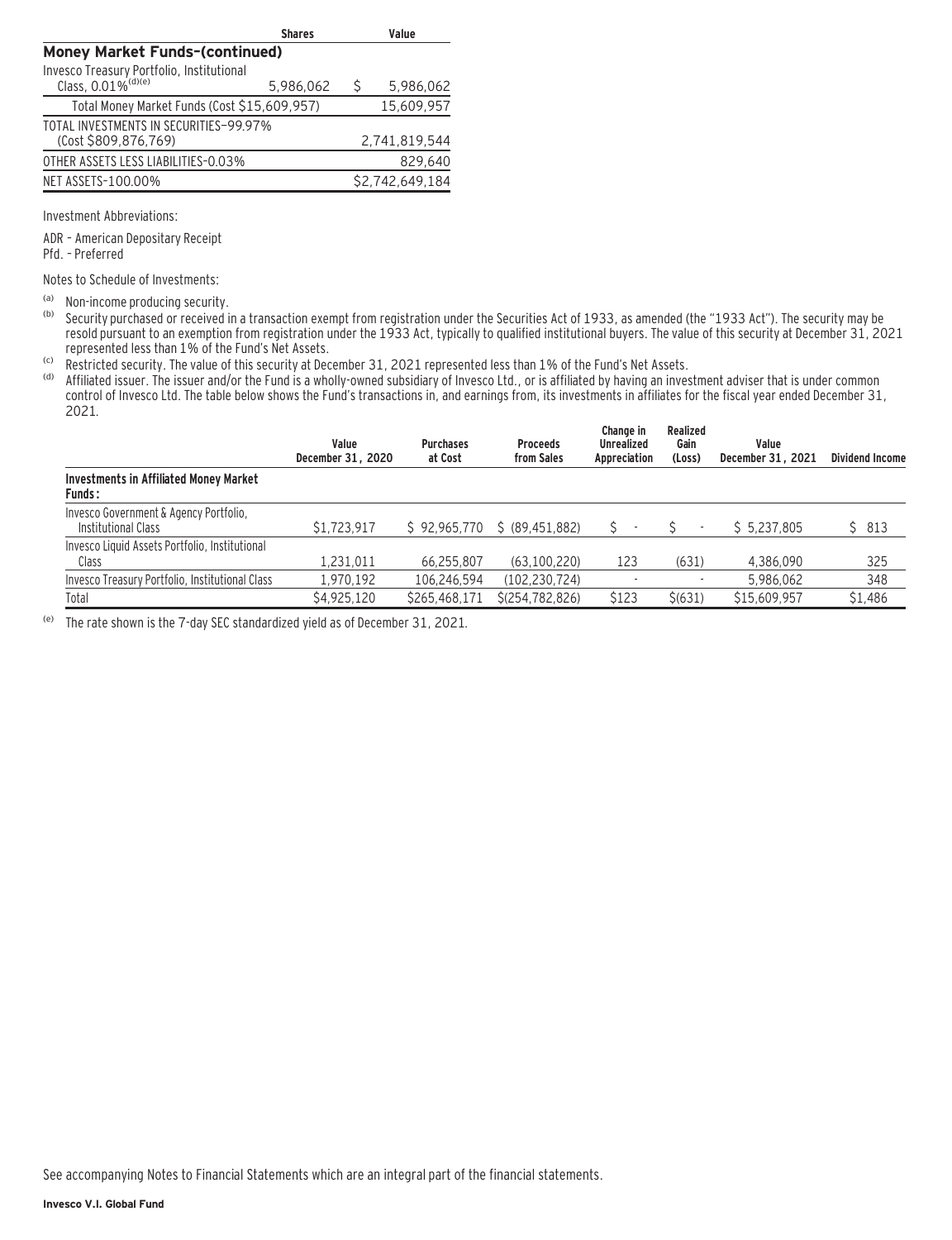| | Shares | Value |
|---|---|---|
| **Money Market Funds–(continued)** | | |
| Invesco Treasury Portfolio, Institutional Class, 0.01%[(d)(e)] | 5,986,062 | $ 5,986,062 |
| Total Money Market Funds (Cost $15,609,957) | | 15,609,957 |
| TOTAL INVESTMENTS IN SECURITIES–99.97% (Cost $809,876,769) | | 2,741,819,544 |
| OTHER ASSETS LESS LIABILITIES-0.03% | | 829,640 |
| NET ASSETS–100.00% | | $2,742,649,184 |

Investment Abbreviations:

ADR – American Depositary Receipt
Pfd. – Preferred

Notes to Schedule of Investments:

(a) Non-income producing security.

(b) Security purchased or received in a transaction exempt from registration under the Securities Act of 1933, as amended (the "1933 Act"). The security may be resold pursuant to an exemption from registration under the 1933 Act, typically to qualified institutional buyers. The value of this security at December 31, 2021 represented less than 1% of the Fund's Net Assets.

(c) Restricted security. The value of this security at December 31, 2021 represented less than 1% of the Fund's Net Assets.

(d) Affiliated issuer. The issuer and/or the Fund is a wholly-owned subsidiary of Invesco Ltd., or is affiliated by having an investment adviser that is under common control of Invesco Ltd. The table below shows the Fund's transactions in, and earnings from, its investments in affiliates for the fiscal year ended December 31, 2021.

| | Value December 31, 2020 | Purchases at Cost | Proceeds from Sales | Change in Unrealized Appreciation | Realized Gain (Loss) | Value December 31, 2021 | Dividend Income |
|---|---|---|---|---|---|---|---|
| **Investments in Affiliated Money Market Funds:** | | | | | | | |
| Invesco Government & Agency Portfolio, Institutional Class | $1,723,917 | $ 92,965,770 | $ (89,451,882) | $ - | $ - | $ 5,237,805 | $ 813 |
| Invesco Liquid Assets Portfolio, Institutional Class | 1,231,011 | 66,255,807 | (63,100,220) | 123 | (631) | 4,386,090 | 325 |
| Invesco Treasury Portfolio, Institutional Class | 1,970,192 | 106,246,594 | (102,230,724) | - | - | 5,986,062 | 348 |
| Total | $4,925,120 | $265,468,171 | $(254,782,826) | $123 | $(631) | $15,609,957 | $1,486 |

(e) The rate shown is the 7-day SEC standardized yield as of December 31, 2021.

See accompanying Notes to Financial Statements which are an integral part of the financial statements.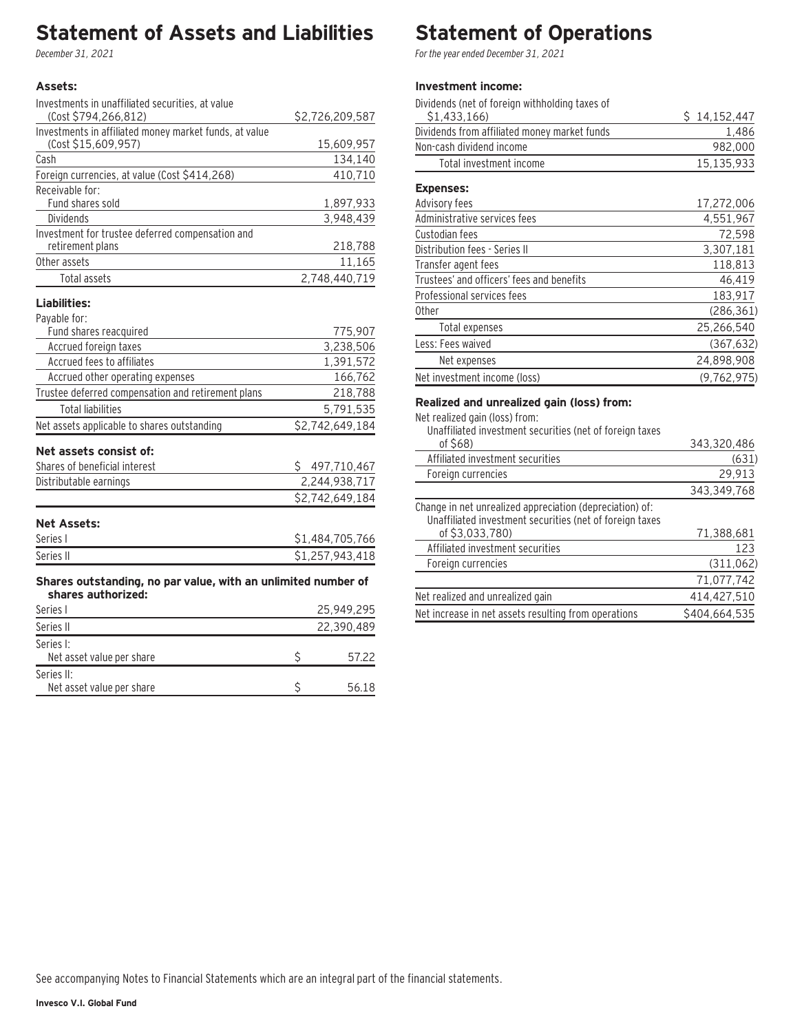# Statement of Assets and Liabilities

*December 31, 2021*

| | |
|---|---|
| **Assets:** | |
| Investments in unaffiliated securities, at value (Cost $794,266,812) | $2,726,209,587 |
| Investments in affiliated money market funds, at value (Cost $15,609,957) | 15,609,957 |
| Cash | 134,140 |
| Foreign currencies, at value (Cost $414,268) | 410,710 |
| Receivable for: | |
| Fund shares sold | 1,897,933 |
| Dividends | 3,948,439 |
| Investment for trustee deferred compensation and retirement plans | 218,788 |
| Other assets | 11,165 |
| Total assets | 2,748,440,719 |
| **Liabilities:** | |
| Payable for: | |
| Fund shares reacquired | 775,907 |
| Accrued foreign taxes | 3,238,506 |
| Accrued fees to affiliates | 1,391,572 |
| Accrued other operating expenses | 166,762 |
| Trustee deferred compensation and retirement plans | 218,788 |
| Total liabilities | 5,791,535 |
| Net assets applicable to shares outstanding | $2,742,649,184 |
| **Net assets consist of:** | |
| Shares of beneficial interest | $ 497,710,467 |
| Distributable earnings | 2,244,938,717 |
| | $2,742,649,184 |
| **Net Assets:** | |
| Series I | $1,484,705,766 |
| Series II | $1,257,943,418 |
| **Shares outstanding, no par value, with an unlimited number of shares authorized:** | |
| Series I | 25,949,295 |
| Series II | 22,390,489 |
| Series I: Net asset value per share | $ 57.22 |
| Series II: Net asset value per share | $ 56.18 |

# Statement of Operations

*For the year ended December 31, 2021*

| | |
|---|---|
| **Investment income:** | |
| Dividends (net of foreign withholding taxes of $1,433,166) | $ 14,152,447 |
| Dividends from affiliated money market funds | 1,486 |
| Non-cash dividend income | 982,000 |
| Total investment income | 15,135,933 |
| **Expenses:** | |
| Advisory fees | 17,272,006 |
| Administrative services fees | 4,551,967 |
| Custodian fees | 72,598 |
| Distribution fees - Series II | 3,307,181 |
| Transfer agent fees | 118,813 |
| Trustees' and officers' fees and benefits | 46,419 |
| Professional services fees | 183,917 |
| Other | (286,361) |
| Total expenses | 25,266,540 |
| Less: Fees waived | (367,632) |
| Net expenses | 24,898,908 |
| Net investment income (loss) | (9,762,975) |
| **Realized and unrealized gain (loss) from:** | |
| Net realized gain (loss) from: | |
| Unaffiliated investment securities (net of foreign taxes of $68) | 343,320,486 |
| Affiliated investment securities | (631) |
| Foreign currencies | 29,913 |
| | 343,349,768 |
| Change in net unrealized appreciation (depreciation) of: | |
| Unaffiliated investment securities (net of foreign taxes of $3,033,780) | 71,388,681 |
| Affiliated investment securities | 123 |
| Foreign currencies | (311,062) |
| | 71,077,742 |
| Net realized and unrealized gain | 414,427,510 |
| Net increase in net assets resulting from operations | $404,664,535 |

See accompanying Notes to Financial Statements which are an integral part of the financial statements.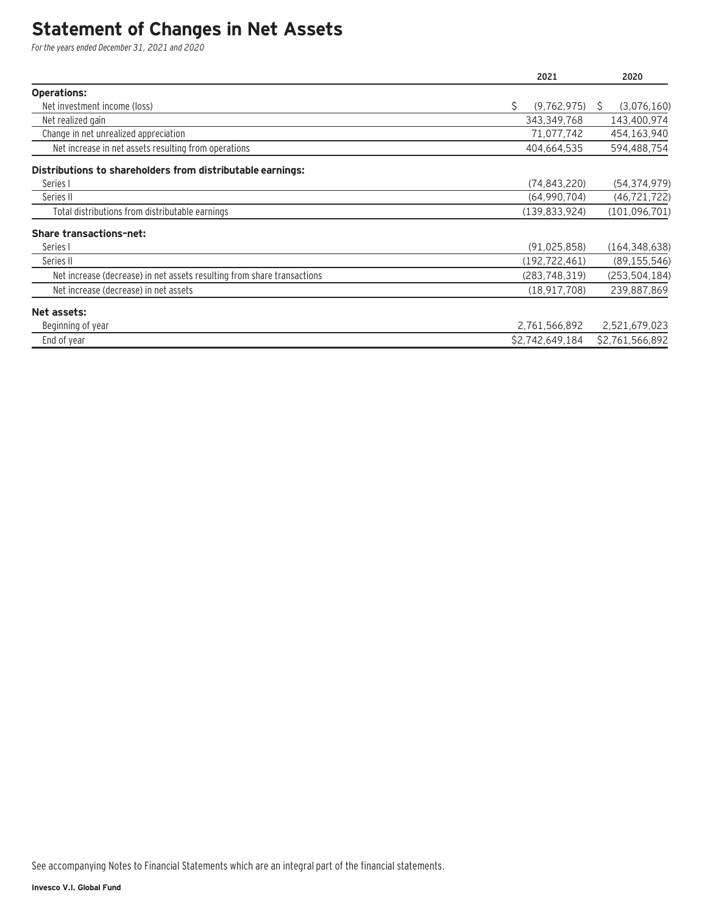# Statement of Changes in Net Assets

*For the years ended December 31, 2021 and 2020*

| | 2021 | 2020 |
|---|---|---|
| **Operations:** | | |
| Net investment income (loss) | $ (9,762,975) | $ (3,076,160) |
| Net realized gain | 343,349,768 | 143,400,974 |
| Change in net unrealized appreciation | 71,077,742 | 454,163,940 |
| Net increase in net assets resulting from operations | 404,664,535 | 594,488,754 |
| **Distributions to shareholders from distributable earnings:** | | |
| Series I | (74,843,220) | (54,374,979) |
| Series II | (64,990,704) | (46,721,722) |
| Total distributions from distributable earnings | (139,833,924) | (101,096,701) |
| **Share transactions–net:** | | |
| Series I | (91,025,858) | (164,348,638) |
| Series II | (192,722,461) | (89,155,546) |
| Net increase (decrease) in net assets resulting from share transactions | (283,748,319) | (253,504,184) |
| Net increase (decrease) in net assets | (18,917,708) | 239,887,869 |
| **Net assets:** | | |
| Beginning of year | 2,761,566,892 | 2,521,679,023 |
| End of year | $2,742,649,184 | $2,761,566,892 |

See accompanying Notes to Financial Statements which are an integral part of the financial statements.

**Invesco V.I. Global Fund**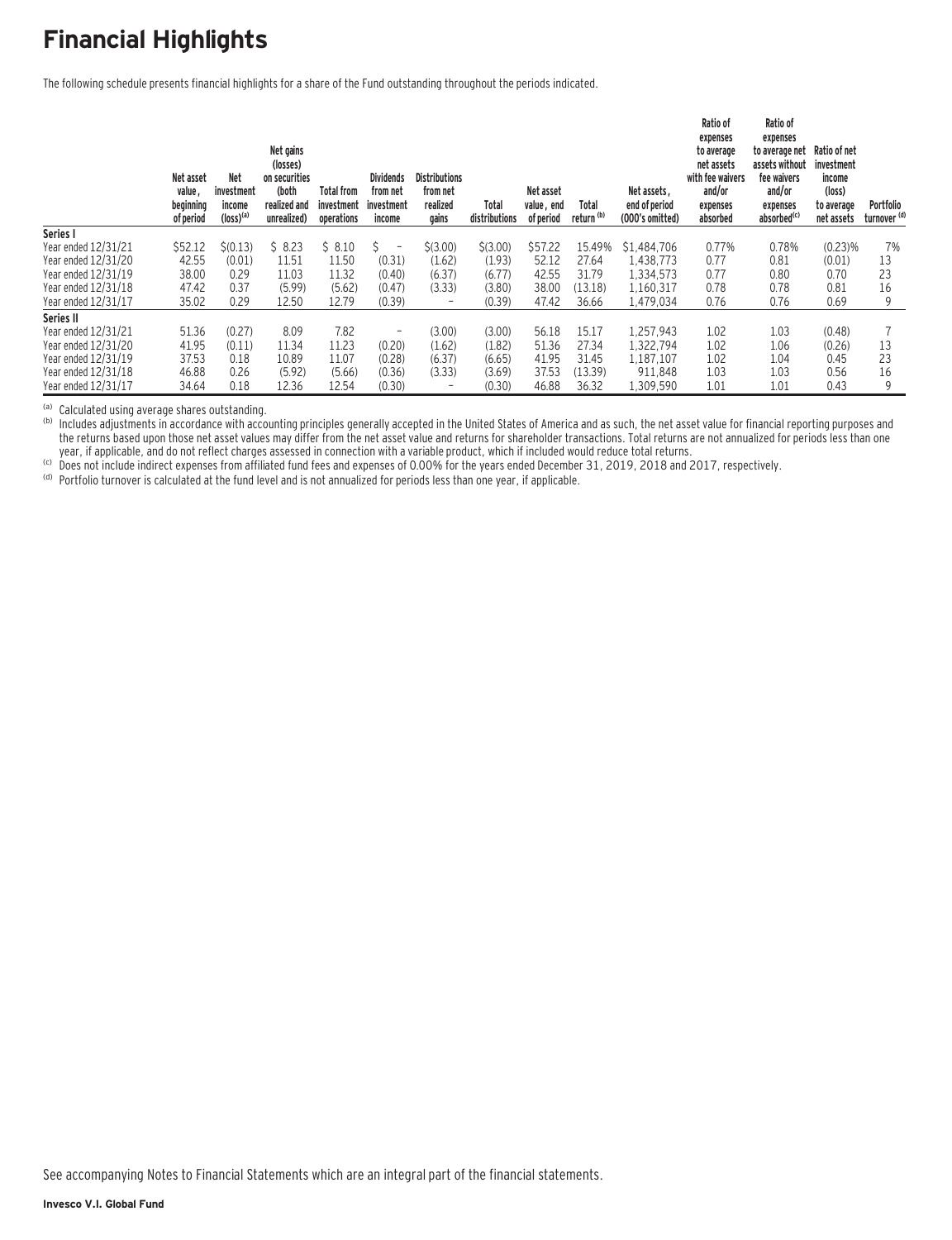# Financial Highlights

The following schedule presents financial highlights for a share of the Fund outstanding throughout the periods indicated.

| | Net asset value, beginning of period | Net investment income (loss)[a] | Net gains (losses) on securities (both realized and unrealized) | Total from investment operations | Dividends from net investment income | Distributions from net realized gains | Total distributions | Net asset value, end of period | Total return [b] | Net assets, end of period (000's omitted) | Ratio of expenses to average net assets with fee waivers and/or expenses absorbed | Ratio of expenses to average net assets without fee waivers and/or expenses absorbed[c] | Ratio of net investment income (loss) to average net assets | Portfolio turnover [d] |
|---|---|---|---|---|---|---|---|---|---|---|---|---|---|---|
| **Series I** | | | | | | | | | | | | | | |
| Year ended 12/31/21 | $52.12 | $(0.13) | $ 8.23 | $ 8.10 | $ – | $(3.00) | $(3.00) | $57.22 | 15.49% | $1,484,706 | 0.77% | 0.78% | (0.23)% | 7% |
| Year ended 12/31/20 | 42.55 | (0.01) | 11.51 | 11.50 | (0.31) | (1.62) | (1.93) | 52.12 | 27.64 | 1,438,773 | 0.77 | 0.81 | (0.01) | 13 |
| Year ended 12/31/19 | 38.00 | 0.29 | 11.03 | 11.32 | (0.40) | (6.37) | (6.77) | 42.55 | 31.79 | 1,334,573 | 0.77 | 0.80 | 0.70 | 23 |
| Year ended 12/31/18 | 47.42 | 0.37 | (5.99) | (5.62) | (0.47) | (3.33) | (3.80) | 38.00 | (13.18) | 1,160,317 | 0.78 | 0.78 | 0.81 | 16 |
| Year ended 12/31/17 | 35.02 | 0.29 | 12.50 | 12.79 | (0.39) | – | (0.39) | 47.42 | 36.66 | 1,479,034 | 0.76 | 0.76 | 0.69 | 9 |
| **Series II** | | | | | | | | | | | | | | |
| Year ended 12/31/21 | 51.36 | (0.27) | 8.09 | 7.82 | – | (3.00) | (3.00) | 56.18 | 15.17 | 1,257,943 | 1.02 | 1.03 | (0.48) | 7 |
| Year ended 12/31/20 | 41.95 | (0.11) | 11.34 | 11.23 | (0.20) | (1.62) | (1.82) | 51.36 | 27.34 | 1,322,794 | 1.02 | 1.06 | (0.26) | 13 |
| Year ended 12/31/19 | 37.53 | 0.18 | 10.89 | 11.07 | (0.28) | (6.37) | (6.65) | 41.95 | 31.45 | 1,187,107 | 1.02 | 1.04 | 0.45 | 23 |
| Year ended 12/31/18 | 46.88 | 0.26 | (5.92) | (5.66) | (0.36) | (3.33) | (3.69) | 37.53 | (13.39) | 911,848 | 1.03 | 1.03 | 0.56 | 16 |
| Year ended 12/31/17 | 34.64 | 0.18 | 12.36 | 12.54 | (0.30) | – | (0.30) | 46.88 | 36.32 | 1,309,590 | 1.01 | 1.01 | 0.43 | 9 |

[a] Calculated using average shares outstanding.

[b] Includes adjustments in accordance with accounting principles generally accepted in the United States of America and as such, the net asset value for financial reporting purposes and the returns based upon those net asset values may differ from the net asset value and returns for shareholder transactions. Total returns are not annualized for periods less than one year, if applicable, and do not reflect charges assessed in connection with a variable product, which if included would reduce total returns.

[c] Does not include indirect expenses from affiliated fund fees and expenses of 0.00% for the years ended December 31, 2019, 2018 and 2017, respectively.

[d] Portfolio turnover is calculated at the fund level and is not annualized for periods less than one year, if applicable.

See accompanying Notes to Financial Statements which are an integral part of the financial statements.

**Invesco V.I. Global Fund**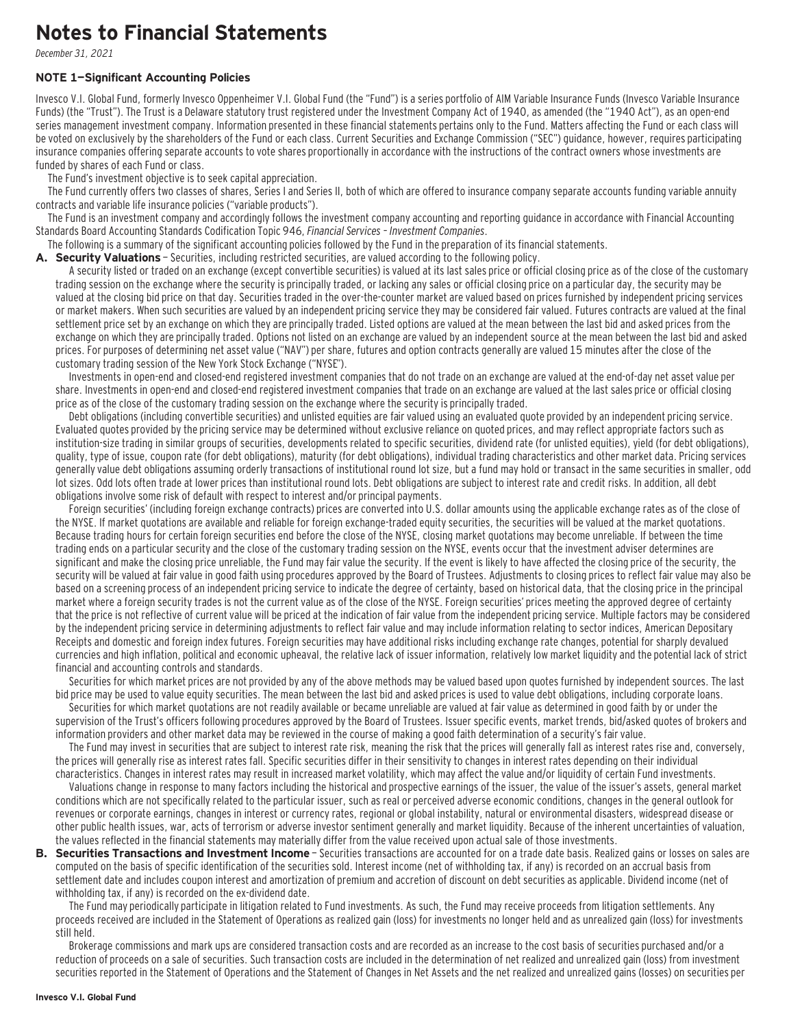# Notes to Financial Statements

*December 31, 2021*

### NOTE 1—Significant Accounting Policies

Invesco V.I. Global Fund, formerly Invesco Oppenheimer V.I. Global Fund (the "Fund") is a series portfolio of AIM Variable Insurance Funds (Invesco Variable Insurance Funds) (the "Trust"). The Trust is a Delaware statutory trust registered under the Investment Company Act of 1940, as amended (the "1940 Act"), as an open-end series management investment company. Information presented in these financial statements pertains only to the Fund. Matters affecting the Fund or each class will be voted on exclusively by the shareholders of the Fund or each class. Current Securities and Exchange Commission ("SEC") guidance, however, requires participating insurance companies offering separate accounts to vote shares proportionally in accordance with the instructions of the contract owners whose investments are funded by shares of each Fund or class.

The Fund's investment objective is to seek capital appreciation.

The Fund currently offers two classes of shares, Series I and Series II, both of which are offered to insurance company separate accounts funding variable annuity contracts and variable life insurance policies ("variable products").

The Fund is an investment company and accordingly follows the investment company accounting and reporting guidance in accordance with Financial Accounting Standards Board Accounting Standards Codification Topic 946, *Financial Services – Investment Companies*.

The following is a summary of the significant accounting policies followed by the Fund in the preparation of its financial statements.

**A. Security Valuations** – Securities, including restricted securities, are valued according to the following policy.

A security listed or traded on an exchange (except convertible securities) is valued at its last sales price or official closing price as of the close of the customary trading session on the exchange where the security is principally traded, or lacking any sales or official closing price on a particular day, the security may be valued at the closing bid price on that day. Securities traded in the over-the-counter market are valued based on prices furnished by independent pricing services or market makers. When such securities are valued by an independent pricing service they may be considered fair valued. Futures contracts are valued at the final settlement price set by an exchange on which they are principally traded. Listed options are valued at the mean between the last bid and asked prices from the exchange on which they are principally traded. Options not listed on an exchange are valued by an independent source at the mean between the last bid and asked prices. For purposes of determining net asset value ("NAV") per share, futures and option contracts generally are valued 15 minutes after the close of the customary trading session of the New York Stock Exchange ("NYSE").

Investments in open-end and closed-end registered investment companies that do not trade on an exchange are valued at the end-of-day net asset value per share. Investments in open-end and closed-end registered investment companies that trade on an exchange are valued at the last sales price or official closing price as of the close of the customary trading session on the exchange where the security is principally traded.

Debt obligations (including convertible securities) and unlisted equities are fair valued using an evaluated quote provided by an independent pricing service. Evaluated quotes provided by the pricing service may be determined without exclusive reliance on quoted prices, and may reflect appropriate factors such as institution-size trading in similar groups of securities, developments related to specific securities, dividend rate (for unlisted equities), yield (for debt obligations), quality, type of issue, coupon rate (for debt obligations), maturity (for debt obligations), individual trading characteristics and other market data. Pricing services generally value debt obligations assuming orderly transactions of institutional round lot size, but a fund may hold or transact in the same securities in smaller, odd lot sizes. Odd lots often trade at lower prices than institutional round lots. Debt obligations are subject to interest rate and credit risks. In addition, all debt obligations involve some risk of default with respect to interest and/or principal payments.

Foreign securities' (including foreign exchange contracts) prices are converted into U.S. dollar amounts using the applicable exchange rates as of the close of the NYSE. If market quotations are available and reliable for foreign exchange-traded equity securities, the securities will be valued at the market quotations. Because trading hours for certain foreign securities end before the close of the NYSE, closing market quotations may become unreliable. If between the time trading ends on a particular security and the close of the customary trading session on the NYSE, events occur that the investment adviser determines are significant and make the closing price unreliable, the Fund may fair value the security. If the event is likely to have affected the closing price of the security, the security will be valued at fair value in good faith using procedures approved by the Board of Trustees. Adjustments to closing prices to reflect fair value may also be based on a screening process of an independent pricing service to indicate the degree of certainty, based on historical data, that the closing price in the principal market where a foreign security trades is not the current value as of the close of the NYSE. Foreign securities' prices meeting the approved degree of certainty that the price is not reflective of current value will be priced at the indication of fair value from the independent pricing service. Multiple factors may be considered by the independent pricing service in determining adjustments to reflect fair value and may include information relating to sector indices, American Depositary Receipts and domestic and foreign index futures. Foreign securities may have additional risks including exchange rate changes, potential for sharply devalued currencies and high inflation, political and economic upheaval, the relative lack of issuer information, relatively low market liquidity and the potential lack of strict financial and accounting controls and standards.

Securities for which market prices are not provided by any of the above methods may be valued based upon quotes furnished by independent sources. The last bid price may be used to value equity securities. The mean between the last bid and asked prices is used to value debt obligations, including corporate loans.

Securities for which market quotations are not readily available or became unreliable are valued at fair value as determined in good faith by or under the supervision of the Trust's officers following procedures approved by the Board of Trustees. Issuer specific events, market trends, bid/asked quotes of brokers and information providers and other market data may be reviewed in the course of making a good faith determination of a security's fair value.

The Fund may invest in securities that are subject to interest rate risk, meaning the risk that the prices will generally fall as interest rates rise and, conversely, the prices will generally rise as interest rates fall. Specific securities differ in their sensitivity to changes in interest rates depending on their individual characteristics. Changes in interest rates may result in increased market volatility, which may affect the value and/or liquidity of certain Fund investments.

Valuations change in response to many factors including the historical and prospective earnings of the issuer, the value of the issuer's assets, general market conditions which are not specifically related to the particular issuer, such as real or perceived adverse economic conditions, changes in the general outlook for revenues or corporate earnings, changes in interest or currency rates, regional or global instability, natural or environmental disasters, widespread disease or other public health issues, war, acts of terrorism or adverse investor sentiment generally and market liquidity. Because of the inherent uncertainties of valuation, the values reflected in the financial statements may materially differ from the value received upon actual sale of those investments.

**B. Securities Transactions and Investment Income** – Securities transactions are accounted for on a trade date basis. Realized gains or losses on sales are computed on the basis of specific identification of the securities sold. Interest income (net of withholding tax, if any) is recorded on an accrual basis from settlement date and includes coupon interest and amortization of premium and accretion of discount on debt securities as applicable. Dividend income (net of withholding tax, if any) is recorded on the ex-dividend date.

The Fund may periodically participate in litigation related to Fund investments. As such, the Fund may receive proceeds from litigation settlements. Any proceeds received are included in the Statement of Operations as realized gain (loss) for investments no longer held and as unrealized gain (loss) for investments still held.

Brokerage commissions and mark ups are considered transaction costs and are recorded as an increase to the cost basis of securities purchased and/or a reduction of proceeds on a sale of securities. Such transaction costs are included in the determination of net realized and unrealized gain (loss) from investment securities reported in the Statement of Operations and the Statement of Changes in Net Assets and the net realized and unrealized gains (losses) on securities per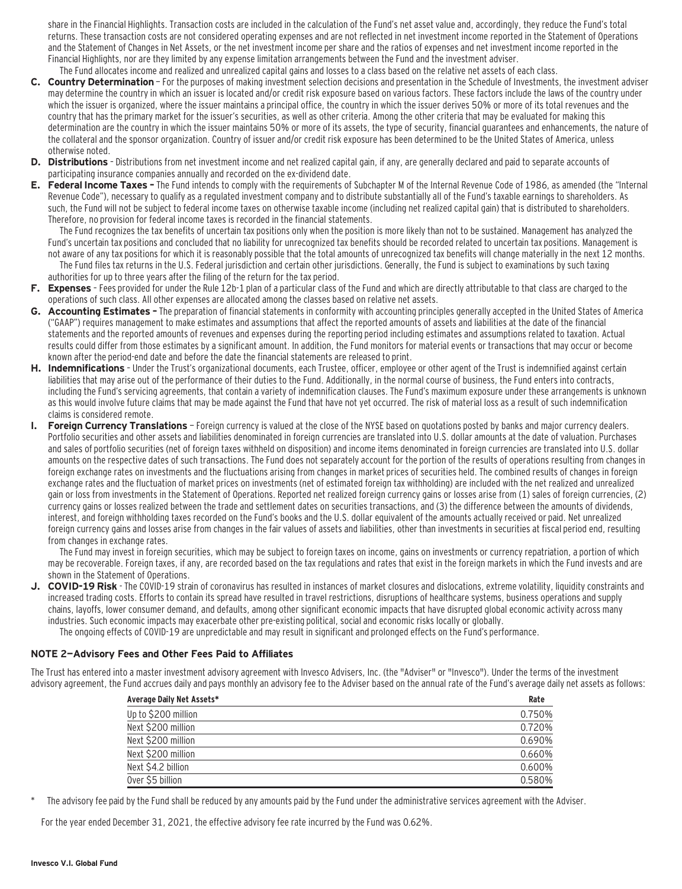share in the Financial Highlights. Transaction costs are included in the calculation of the Fund's net asset value and, accordingly, they reduce the Fund's total returns. These transaction costs are not considered operating expenses and are not reflected in net investment income reported in the Statement of Operations and the Statement of Changes in Net Assets, or the net investment income per share and the ratios of expenses and net investment income reported in the Financial Highlights, nor are they limited by any expense limitation arrangements between the Fund and the investment adviser.

The Fund allocates income and realized and unrealized capital gains and losses to a class based on the relative net assets of each class.

**C. Country Determination** – For the purposes of making investment selection decisions and presentation in the Schedule of Investments, the investment adviser may determine the country in which an issuer is located and/or credit risk exposure based on various factors. These factors include the laws of the country under which the issuer is organized, where the issuer maintains a principal office, the country in which the issuer derives 50% or more of its total revenues and the country that has the primary market for the issuer's securities, as well as other criteria. Among the other criteria that may be evaluated for making this determination are the country in which the issuer maintains 50% or more of its assets, the type of security, financial guarantees and enhancements, the nature of the collateral and the sponsor organization. Country of issuer and/or credit risk exposure has been determined to be the United States of America, unless otherwise noted.

**D. Distributions** – Distributions from net investment income and net realized capital gain, if any, are generally declared and paid to separate accounts of participating insurance companies annually and recorded on the ex-dividend date.

**E. Federal Income Taxes –** The Fund intends to comply with the requirements of Subchapter M of the Internal Revenue Code of 1986, as amended (the "Internal Revenue Code"), necessary to qualify as a regulated investment company and to distribute substantially all of the Fund's taxable earnings to shareholders. As such, the Fund will not be subject to federal income taxes on otherwise taxable income (including net realized capital gain) that is distributed to shareholders. Therefore, no provision for federal income taxes is recorded in the financial statements.

The Fund recognizes the tax benefits of uncertain tax positions only when the position is more likely than not to be sustained. Management has analyzed the Fund's uncertain tax positions and concluded that no liability for unrecognized tax benefits should be recorded related to uncertain tax positions. Management is not aware of any tax positions for which it is reasonably possible that the total amounts of unrecognized tax benefits will change materially in the next 12 months.

The Fund files tax returns in the U.S. Federal jurisdiction and certain other jurisdictions. Generally, the Fund is subject to examinations by such taxing authorities for up to three years after the filing of the return for the tax period.

**F. Expenses** – Fees provided for under the Rule 12b-1 plan of a particular class of the Fund and which are directly attributable to that class are charged to the operations of such class. All other expenses are allocated among the classes based on relative net assets.

**G. Accounting Estimates –** The preparation of financial statements in conformity with accounting principles generally accepted in the United States of America ("GAAP") requires management to make estimates and assumptions that affect the reported amounts of assets and liabilities at the date of the financial statements and the reported amounts of revenues and expenses during the reporting period including estimates and assumptions related to taxation. Actual results could differ from those estimates by a significant amount. In addition, the Fund monitors for material events or transactions that may occur or become known after the period-end date and before the date the financial statements are released to print.

**H. Indemnifications** – Under the Trust's organizational documents, each Trustee, officer, employee or other agent of the Trust is indemnified against certain liabilities that may arise out of the performance of their duties to the Fund. Additionally, in the normal course of business, the Fund enters into contracts, including the Fund's servicing agreements, that contain a variety of indemnification clauses. The Fund's maximum exposure under these arrangements is unknown as this would involve future claims that may be made against the Fund that have not yet occurred. The risk of material loss as a result of such indemnification claims is considered remote.

**I. Foreign Currency Translations** – Foreign currency is valued at the close of the NYSE based on quotations posted by banks and major currency dealers. Portfolio securities and other assets and liabilities denominated in foreign currencies are translated into U.S. dollar amounts at the date of valuation. Purchases and sales of portfolio securities (net of foreign taxes withheld on disposition) and income items denominated in foreign currencies are translated into U.S. dollar amounts on the respective dates of such transactions. The Fund does not separately account for the portion of the results of operations resulting from changes in foreign exchange rates on investments and the fluctuations arising from changes in market prices of securities held. The combined results of changes in foreign exchange rates and the fluctuation of market prices on investments (net of estimated foreign tax withholding) are included with the net realized and unrealized gain or loss from investments in the Statement of Operations. Reported net realized foreign currency gains or losses arise from (1) sales of foreign currencies, (2) currency gains or losses realized between the trade and settlement dates on securities transactions, and (3) the difference between the amounts of dividends, interest, and foreign withholding taxes recorded on the Fund's books and the U.S. dollar equivalent of the amounts actually received or paid. Net unrealized foreign currency gains and losses arise from changes in the fair values of assets and liabilities, other than investments in securities at fiscal period end, resulting from changes in exchange rates.

The Fund may invest in foreign securities, which may be subject to foreign taxes on income, gains on investments or currency repatriation, a portion of which may be recoverable. Foreign taxes, if any, are recorded based on the tax regulations and rates that exist in the foreign markets in which the Fund invests and are shown in the Statement of Operations.

**J. COVID-19 Risk** – The COVID-19 strain of coronavirus has resulted in instances of market closures and dislocations, extreme volatility, liquidity constraints and increased trading costs. Efforts to contain its spread have resulted in travel restrictions, disruptions of healthcare systems, business operations and supply chains, layoffs, lower consumer demand, and defaults, among other significant economic impacts that have disrupted global economic activity across many industries. Such economic impacts may exacerbate other pre-existing political, social and economic risks locally or globally.

The ongoing effects of COVID-19 are unpredictable and may result in significant and prolonged effects on the Fund's performance.

## NOTE 2—Advisory Fees and Other Fees Paid to Affiliates

The Trust has entered into a master investment advisory agreement with Invesco Advisers, Inc. (the "Adviser" or "Invesco"). Under the terms of the investment advisory agreement, the Fund accrues daily and pays monthly an advisory fee to the Adviser based on the annual rate of the Fund's average daily net assets as follows:

| Average Daily Net Assets* | Rate |
|---|---|
| Up to $200 million | 0.750% |
| Next $200 million | 0.720% |
| Next $200 million | 0.690% |
| Next $200 million | 0.660% |
| Next $4.2 billion | 0.600% |
| Over $5 billion | 0.580% |

\* The advisory fee paid by the Fund shall be reduced by any amounts paid by the Fund under the administrative services agreement with the Adviser.

For the year ended December 31, 2021, the effective advisory fee rate incurred by the Fund was 0.62%.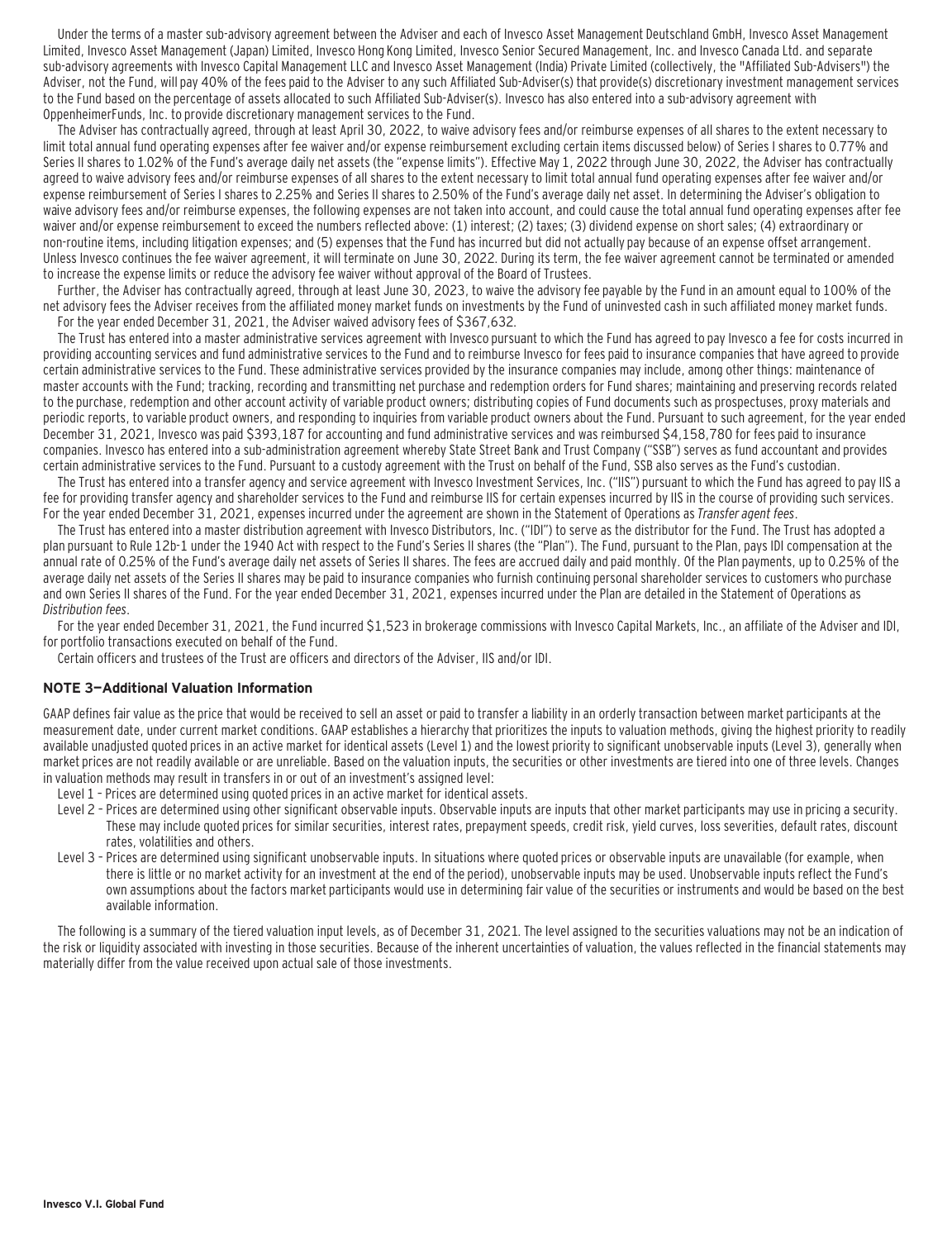Under the terms of a master sub-advisory agreement between the Adviser and each of Invesco Asset Management Deutschland GmbH, Invesco Asset Management Limited, Invesco Asset Management (Japan) Limited, Invesco Hong Kong Limited, Invesco Senior Secured Management, Inc. and Invesco Canada Ltd. and separate sub-advisory agreements with Invesco Capital Management LLC and Invesco Asset Management (India) Private Limited (collectively, the "Affiliated Sub-Advisers") the Adviser, not the Fund, will pay 40% of the fees paid to the Adviser to any such Affiliated Sub-Adviser(s) that provide(s) discretionary investment management services to the Fund based on the percentage of assets allocated to such Affiliated Sub-Adviser(s). Invesco has also entered into a sub-advisory agreement with OppenheimerFunds, Inc. to provide discretionary management services to the Fund.

The Adviser has contractually agreed, through at least April 30, 2022, to waive advisory fees and/or reimburse expenses of all shares to the extent necessary to limit total annual fund operating expenses after fee waiver and/or expense reimbursement excluding certain items discussed below) of Series I shares to 0.77% and Series II shares to 1.02% of the Fund's average daily net assets (the "expense limits"). Effective May 1, 2022 through June 30, 2022, the Adviser has contractually agreed to waive advisory fees and/or reimburse expenses of all shares to the extent necessary to limit total annual fund operating expenses after fee waiver and/or expense reimbursement of Series I shares to 2.25% and Series II shares to 2.50% of the Fund's average daily net asset. In determining the Adviser's obligation to waive advisory fees and/or reimburse expenses, the following expenses are not taken into account, and could cause the total annual fund operating expenses after fee waiver and/or expense reimbursement to exceed the numbers reflected above: (1) interest; (2) taxes; (3) dividend expense on short sales; (4) extraordinary or non-routine items, including litigation expenses; and (5) expenses that the Fund has incurred but did not actually pay because of an expense offset arrangement. Unless Invesco continues the fee waiver agreement, it will terminate on June 30, 2022. During its term, the fee waiver agreement cannot be terminated or amended to increase the expense limits or reduce the advisory fee waiver without approval of the Board of Trustees.

Further, the Adviser has contractually agreed, through at least June 30, 2023, to waive the advisory fee payable by the Fund in an amount equal to 100% of the net advisory fees the Adviser receives from the affiliated money market funds on investments by the Fund of uninvested cash in such affiliated money market funds.

For the year ended December 31, 2021, the Adviser waived advisory fees of $367,632.

The Trust has entered into a master administrative services agreement with Invesco pursuant to which the Fund has agreed to pay Invesco a fee for costs incurred in providing accounting services and fund administrative services to the Fund and to reimburse Invesco for fees paid to insurance companies that have agreed to provide certain administrative services to the Fund. These administrative services provided by the insurance companies may include, among other things: maintenance of master accounts with the Fund; tracking, recording and transmitting net purchase and redemption orders for Fund shares; maintaining and preserving records related to the purchase, redemption and other account activity of variable product owners; distributing copies of Fund documents such as prospectuses, proxy materials and periodic reports, to variable product owners, and responding to inquiries from variable product owners about the Fund. Pursuant to such agreement, for the year ended December 31, 2021, Invesco was paid $393,187 for accounting and fund administrative services and was reimbursed $4,158,780 for fees paid to insurance companies. Invesco has entered into a sub-administration agreement whereby State Street Bank and Trust Company ("SSB") serves as fund accountant and provides certain administrative services to the Fund. Pursuant to a custody agreement with the Trust on behalf of the Fund, SSB also serves as the Fund's custodian.

The Trust has entered into a transfer agency and service agreement with Invesco Investment Services, Inc. ("IIS") pursuant to which the Fund has agreed to pay IIS a fee for providing transfer agency and shareholder services to the Fund and reimburse IIS for certain expenses incurred by IIS in the course of providing such services. For the year ended December 31, 2021, expenses incurred under the agreement are shown in the Statement of Operations as *Transfer agent fees*.

The Trust has entered into a master distribution agreement with Invesco Distributors, Inc. ("IDI") to serve as the distributor for the Fund. The Trust has adopted a plan pursuant to Rule 12b-1 under the 1940 Act with respect to the Fund's Series II shares (the "Plan"). The Fund, pursuant to the Plan, pays IDI compensation at the annual rate of 0.25% of the Fund's average daily net assets of Series II shares. The fees are accrued daily and paid monthly. Of the Plan payments, up to 0.25% of the average daily net assets of the Series II shares may be paid to insurance companies who furnish continuing personal shareholder services to customers who purchase and own Series II shares of the Fund. For the year ended December 31, 2021, expenses incurred under the Plan are detailed in the Statement of Operations as *Distribution fees*.

For the year ended December 31, 2021, the Fund incurred $1,523 in brokerage commissions with Invesco Capital Markets, Inc., an affiliate of the Adviser and IDI, for portfolio transactions executed on behalf of the Fund.

Certain officers and trustees of the Trust are officers and directors of the Adviser, IIS and/or IDI.

### NOTE 3—Additional Valuation Information

GAAP defines fair value as the price that would be received to sell an asset or paid to transfer a liability in an orderly transaction between market participants at the measurement date, under current market conditions. GAAP establishes a hierarchy that prioritizes the inputs to valuation methods, giving the highest priority to readily available unadjusted quoted prices in an active market for identical assets (Level 1) and the lowest priority to significant unobservable inputs (Level 3), generally when market prices are not readily available or are unreliable. Based on the valuation inputs, the securities or other investments are tiered into one of three levels. Changes in valuation methods may result in transfers in or out of an investment's assigned level:

- Level 1 – Prices are determined using quoted prices in an active market for identical assets.
- Level 2 – Prices are determined using other significant observable inputs. Observable inputs are inputs that other market participants may use in pricing a security. These may include quoted prices for similar securities, interest rates, prepayment speeds, credit risk, yield curves, loss severities, default rates, discount rates, volatilities and others.
- Level 3 – Prices are determined using significant unobservable inputs. In situations where quoted prices or observable inputs are unavailable (for example, when there is little or no market activity for an investment at the end of the period), unobservable inputs may be used. Unobservable inputs reflect the Fund's own assumptions about the factors market participants would use in determining fair value of the securities or instruments and would be based on the best available information.

The following is a summary of the tiered valuation input levels, as of December 31, 2021. The level assigned to the securities valuations may not be an indication of the risk or liquidity associated with investing in those securities. Because of the inherent uncertainties of valuation, the values reflected in the financial statements may materially differ from the value received upon actual sale of those investments.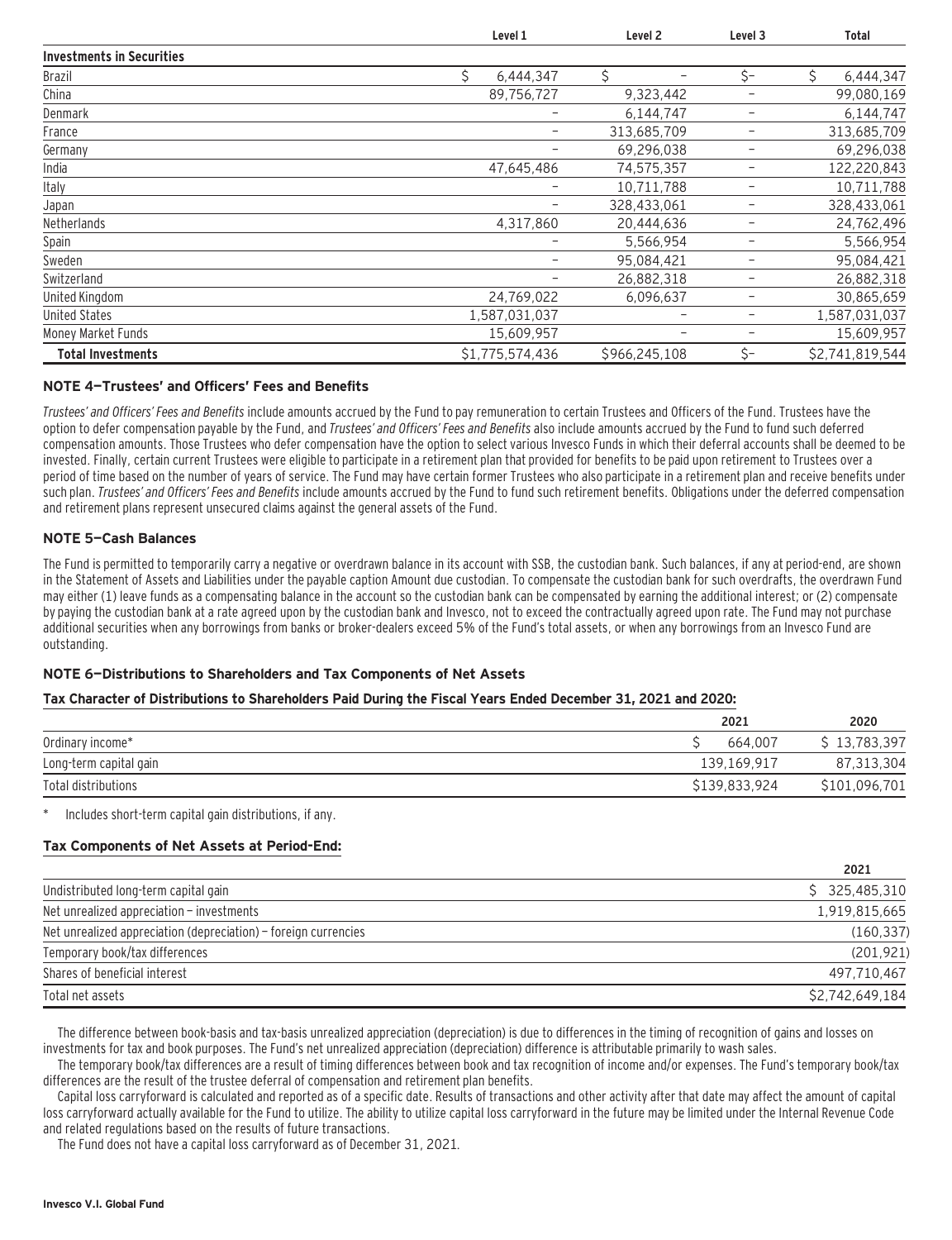| | Level 1 | Level 2 | Level 3 | Total |
|---|---|---|---|---|
| **Investments in Securities** | | | | |
| Brazil | $ 6,444,347 | $ – | $– | $ 6,444,347 |
| China | 89,756,727 | 9,323,442 | – | 99,080,169 |
| Denmark | – | 6,144,747 | – | 6,144,747 |
| France | – | 313,685,709 | – | 313,685,709 |
| Germany | – | 69,296,038 | – | 69,296,038 |
| India | 47,645,486 | 74,575,357 | – | 122,220,843 |
| Italy | – | 10,711,788 | – | 10,711,788 |
| Japan | – | 328,433,061 | – | 328,433,061 |
| Netherlands | 4,317,860 | 20,444,636 | – | 24,762,496 |
| Spain | – | 5,566,954 | – | 5,566,954 |
| Sweden | – | 95,084,421 | – | 95,084,421 |
| Switzerland | – | 26,882,318 | – | 26,882,318 |
| United Kingdom | 24,769,022 | 6,096,637 | – | 30,865,659 |
| United States | 1,587,031,037 | – | – | 1,587,031,037 |
| Money Market Funds | 15,609,957 | – | – | 15,609,957 |
| **Total Investments** | $1,775,574,436 | $966,245,108 | $– | $2,741,819,544 |

## NOTE 4—Trustees' and Officers' Fees and Benefits

*Trustees' and Officers' Fees and Benefits* include amounts accrued by the Fund to pay remuneration to certain Trustees and Officers of the Fund. Trustees have the option to defer compensation payable by the Fund, and *Trustees' and Officers' Fees and Benefits* also include amounts accrued by the Fund to fund such deferred compensation amounts. Those Trustees who defer compensation have the option to select various Invesco Funds in which their deferral accounts shall be deemed to be invested. Finally, certain current Trustees were eligible to participate in a retirement plan that provided for benefits to be paid upon retirement to Trustees over a period of time based on the number of years of service. The Fund may have certain former Trustees who also participate in a retirement plan and receive benefits under such plan. *Trustees' and Officers' Fees and Benefits* include amounts accrued by the Fund to fund such retirement benefits. Obligations under the deferred compensation and retirement plans represent unsecured claims against the general assets of the Fund.

## NOTE 5—Cash Balances

The Fund is permitted to temporarily carry a negative or overdrawn balance in its account with SSB, the custodian bank. Such balances, if any at period-end, are shown in the Statement of Assets and Liabilities under the payable caption Amount due custodian. To compensate the custodian bank for such overdrafts, the overdrawn Fund may either (1) leave funds as a compensating balance in the account so the custodian bank can be compensated by earning the additional interest; or (2) compensate by paying the custodian bank at a rate agreed upon by the custodian bank and Invesco, not to exceed the contractually agreed upon rate. The Fund may not purchase additional securities when any borrowings from banks or broker-dealers exceed 5% of the Fund's total assets, or when any borrowings from an Invesco Fund are outstanding.

## NOTE 6—Distributions to Shareholders and Tax Components of Net Assets

### Tax Character of Distributions to Shareholders Paid During the Fiscal Years Ended December 31, 2021 and 2020:

| | 2021 | 2020 |
|---|---|---|
| Ordinary income* | $ 664,007 | $ 13,783,397 |
| Long-term capital gain | 139,169,917 | 87,313,304 |
| Total distributions | $139,833,924 | $101,096,701 |

\* Includes short-term capital gain distributions, if any.

### Tax Components of Net Assets at Period-End:

| | 2021 |
|---|---|
| Undistributed long-term capital gain | $ 325,485,310 |
| Net unrealized appreciation – investments | 1,919,815,665 |
| Net unrealized appreciation (depreciation) – foreign currencies | (160,337) |
| Temporary book/tax differences | (201,921) |
| Shares of beneficial interest | 497,710,467 |
| Total net assets | $2,742,649,184 |

The difference between book-basis and tax-basis unrealized appreciation (depreciation) is due to differences in the timing of recognition of gains and losses on investments for tax and book purposes. The Fund's net unrealized appreciation (depreciation) difference is attributable primarily to wash sales.

The temporary book/tax differences are a result of timing differences between book and tax recognition of income and/or expenses. The Fund's temporary book/tax differences are the result of the trustee deferral of compensation and retirement plan benefits.

Capital loss carryforward is calculated and reported as of a specific date. Results of transactions and other activity after that date may affect the amount of capital loss carryforward actually available for the Fund to utilize. The ability to utilize capital loss carryforward in the future may be limited under the Internal Revenue Code and related regulations based on the results of future transactions.

The Fund does not have a capital loss carryforward as of December 31, 2021.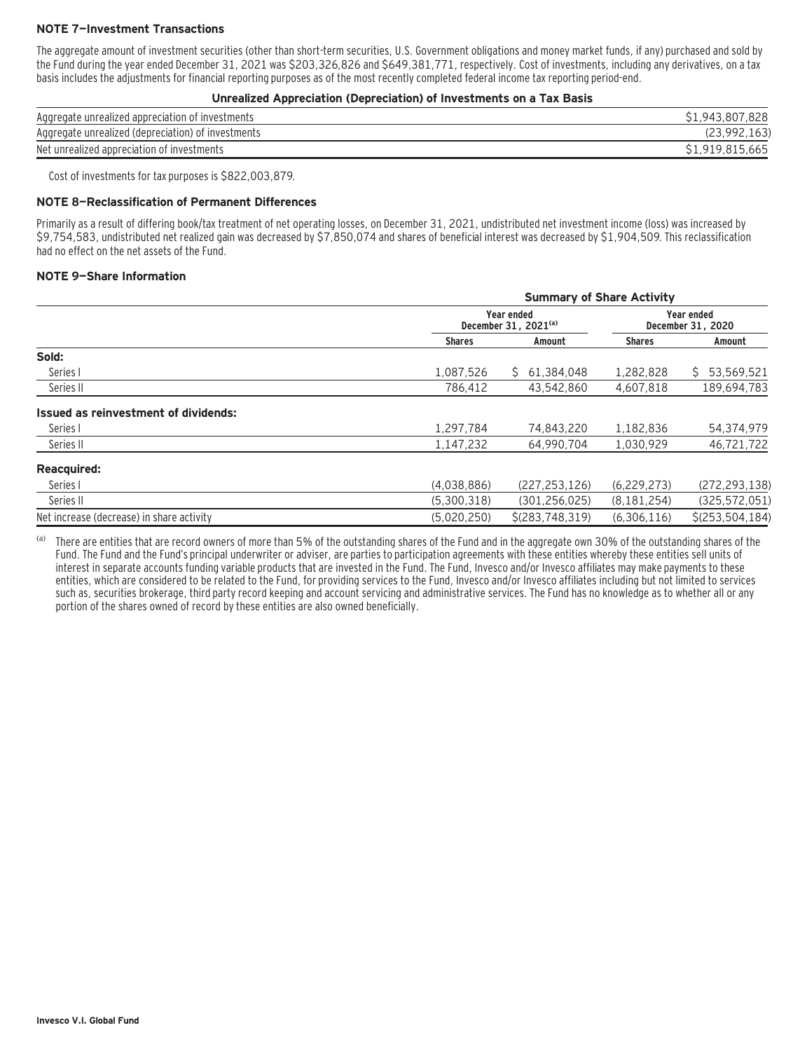### NOTE 7—Investment Transactions

The aggregate amount of investment securities (other than short-term securities, U.S. Government obligations and money market funds, if any) purchased and sold by the Fund during the year ended December 31, 2021 was $203,326,826 and $649,381,771, respectively. Cost of investments, including any derivatives, on a tax basis includes the adjustments for financial reporting purposes as of the most recently completed federal income tax reporting period-end.

**Unrealized Appreciation (Depreciation) of Investments on a Tax Basis**

| | |
|---|---|
| Aggregate unrealized appreciation of investments | $1,943,807,828 |
| Aggregate unrealized (depreciation) of investments | (23,992,163) |
| Net unrealized appreciation of investments | $1,919,815,665 |

Cost of investments for tax purposes is $822,003,879.

### NOTE 8—Reclassification of Permanent Differences

Primarily as a result of differing book/tax treatment of net operating losses, on December 31, 2021, undistributed net investment income (loss) was increased by $9,754,583, undistributed net realized gain was decreased by $7,850,074 and shares of beneficial interest was decreased by $1,904,509. This reclassification had no effect on the net assets of the Fund.

### NOTE 9—Share Information

| | Summary of Share Activity | | | |
|---|---|---|---|---|
| | Year ended December 31, 2021[(a)] | | Year ended December 31, 2020 | |
| | Shares | Amount | Shares | Amount |
| **Sold:** | | | | |
| Series I | 1,087,526 | $ 61,384,048 | 1,282,828 | $ 53,569,521 |
| Series II | 786,412 | 43,542,860 | 4,607,818 | 189,694,783 |
| **Issued as reinvestment of dividends:** | | | | |
| Series I | 1,297,784 | 74,843,220 | 1,182,836 | 54,374,979 |
| Series II | 1,147,232 | 64,990,704 | 1,030,929 | 46,721,722 |
| **Reacquired:** | | | | |
| Series I | (4,038,886) | (227,253,126) | (6,229,273) | (272,293,138) |
| Series II | (5,300,318) | (301,256,025) | (8,181,254) | (325,572,051) |
| Net increase (decrease) in share activity | (5,020,250) | $(283,748,319) | (6,306,116) | $(253,504,184) |

(a) There are entities that are record owners of more than 5% of the outstanding shares of the Fund and in the aggregate own 30% of the outstanding shares of the Fund. The Fund and the Fund's principal underwriter or adviser, are parties to participation agreements with these entities whereby these entities sell units of interest in separate accounts funding variable products that are invested in the Fund. The Fund, Invesco and/or Invesco affiliates may make payments to these entities, which are considered to be related to the Fund, for providing services to the Fund, Invesco and/or Invesco affiliates including but not limited to services such as, securities brokerage, third party record keeping and account servicing and administrative services. The Fund has no knowledge as to whether all or any portion of the shares owned of record by these entities are also owned beneficially.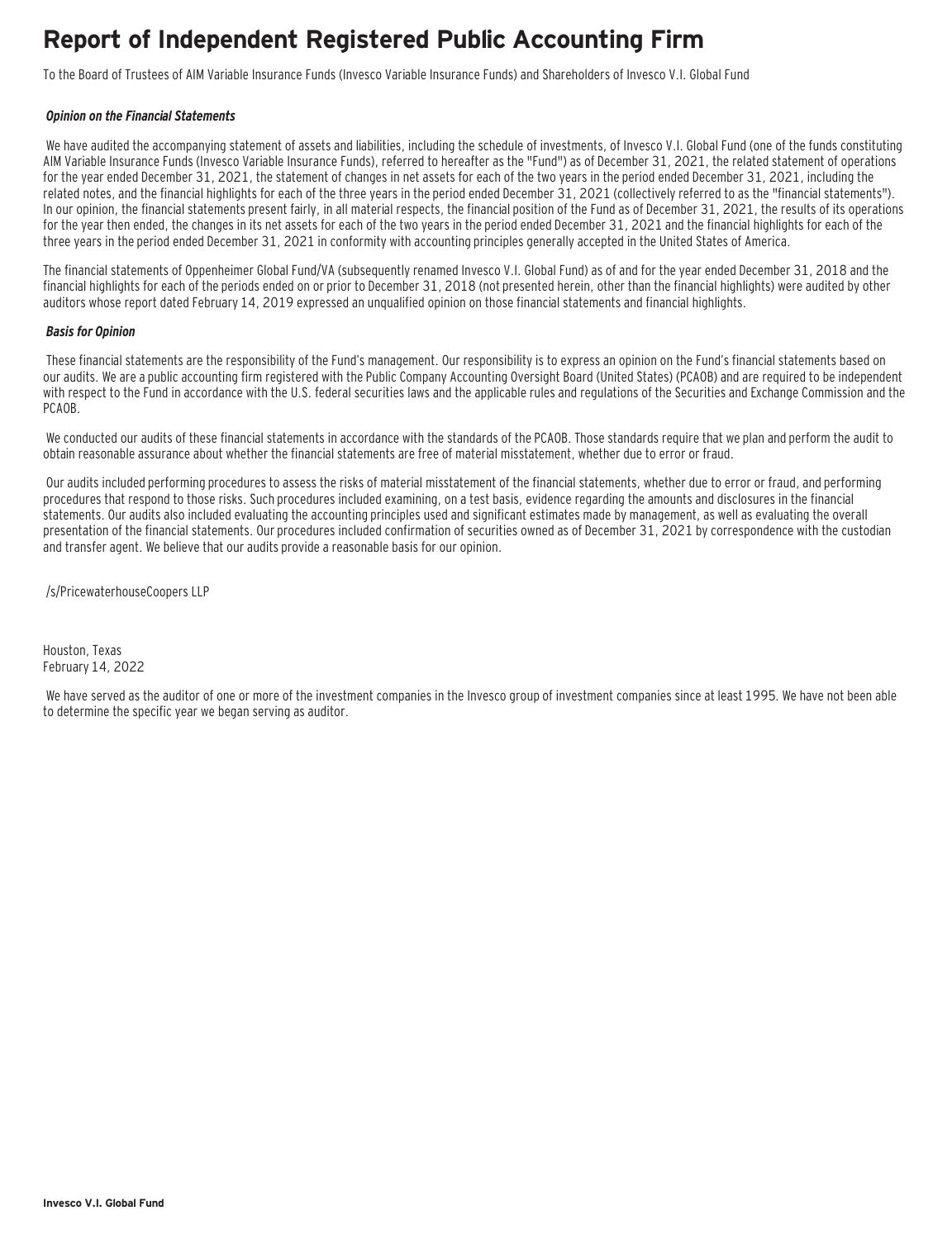# Report of Independent Registered Public Accounting Firm

To the Board of Trustees of AIM Variable Insurance Funds (Invesco Variable Insurance Funds) and Shareholders of Invesco V.I. Global Fund

***Opinion on the Financial Statements***

We have audited the accompanying statement of assets and liabilities, including the schedule of investments, of Invesco V.I. Global Fund (one of the funds constituting AIM Variable Insurance Funds (Invesco Variable Insurance Funds), referred to hereafter as the "Fund") as of December 31, 2021, the related statement of operations for the year ended December 31, 2021, the statement of changes in net assets for each of the two years in the period ended December 31, 2021, including the related notes, and the financial highlights for each of the three years in the period ended December 31, 2021 (collectively referred to as the "financial statements"). In our opinion, the financial statements present fairly, in all material respects, the financial position of the Fund as of December 31, 2021, the results of its operations for the year then ended, the changes in its net assets for each of the two years in the period ended December 31, 2021 and the financial highlights for each of the three years in the period ended December 31, 2021 in conformity with accounting principles generally accepted in the United States of America.

The financial statements of Oppenheimer Global Fund/VA (subsequently renamed Invesco V.I. Global Fund) as of and for the year ended December 31, 2018 and the financial highlights for each of the periods ended on or prior to December 31, 2018 (not presented herein, other than the financial highlights) were audited by other auditors whose report dated February 14, 2019 expressed an unqualified opinion on those financial statements and financial highlights.

***Basis for Opinion***

These financial statements are the responsibility of the Fund's management. Our responsibility is to express an opinion on the Fund's financial statements based on our audits. We are a public accounting firm registered with the Public Company Accounting Oversight Board (United States) (PCAOB) and are required to be independent with respect to the Fund in accordance with the U.S. federal securities laws and the applicable rules and regulations of the Securities and Exchange Commission and the PCAOB.

We conducted our audits of these financial statements in accordance with the standards of the PCAOB. Those standards require that we plan and perform the audit to obtain reasonable assurance about whether the financial statements are free of material misstatement, whether due to error or fraud.

Our audits included performing procedures to assess the risks of material misstatement of the financial statements, whether due to error or fraud, and performing procedures that respond to those risks. Such procedures included examining, on a test basis, evidence regarding the amounts and disclosures in the financial statements. Our audits also included evaluating the accounting principles used and significant estimates made by management, as well as evaluating the overall presentation of the financial statements. Our procedures included confirmation of securities owned as of December 31, 2021 by correspondence with the custodian and transfer agent. We believe that our audits provide a reasonable basis for our opinion.

/s/PricewaterhouseCoopers LLP

Houston, Texas
February 14, 2022

We have served as the auditor of one or more of the investment companies in the Invesco group of investment companies since at least 1995. We have not been able to determine the specific year we began serving as auditor.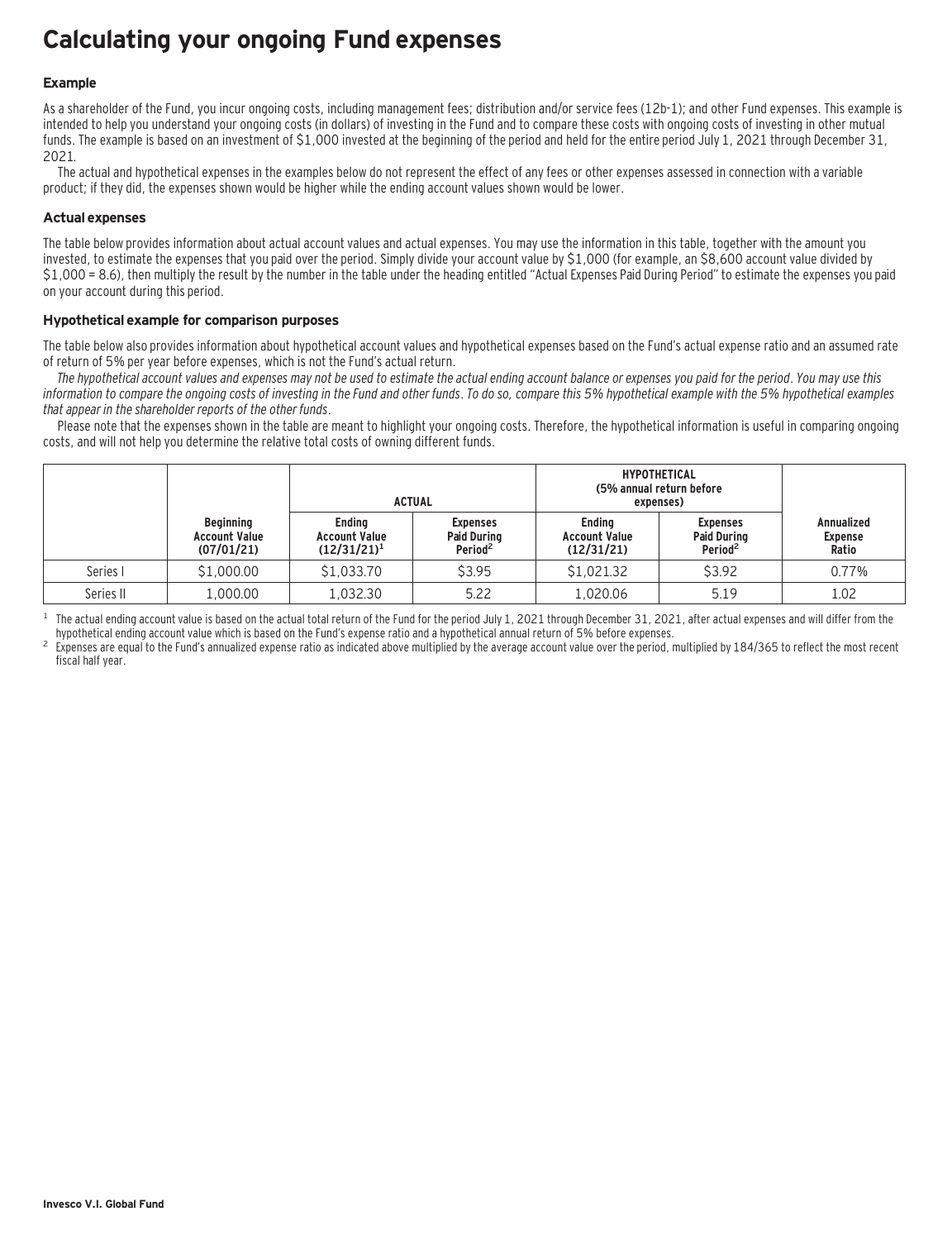# Calculating your ongoing Fund expenses

### Example

As a shareholder of the Fund, you incur ongoing costs, including management fees; distribution and/or service fees (12b-1); and other Fund expenses. This example is intended to help you understand your ongoing costs (in dollars) of investing in the Fund and to compare these costs with ongoing costs of investing in other mutual funds. The example is based on an investment of $1,000 invested at the beginning of the period and held for the entire period July 1, 2021 through December 31, 2021.

The actual and hypothetical expenses in the examples below do not represent the effect of any fees or other expenses assessed in connection with a variable product; if they did, the expenses shown would be higher while the ending account values shown would be lower.

### Actual expenses

The table below provides information about actual account values and actual expenses. You may use the information in this table, together with the amount you invested, to estimate the expenses that you paid over the period. Simply divide your account value by $1,000 (for example, an $8,600 account value divided by $1,000 = 8.6), then multiply the result by the number in the table under the heading entitled "Actual Expenses Paid During Period" to estimate the expenses you paid on your account during this period.

### Hypothetical example for comparison purposes

The table below also provides information about hypothetical account values and hypothetical expenses based on the Fund's actual expense ratio and an assumed rate of return of 5% per year before expenses, which is not the Fund's actual return.

*The hypothetical account values and expenses may not be used to estimate the actual ending account balance or expenses you paid for the period. You may use this information to compare the ongoing costs of investing in the Fund and other funds. To do so, compare this 5% hypothetical example with the 5% hypothetical examples that appear in the shareholder reports of the other funds.*

Please note that the expenses shown in the table are meant to highlight your ongoing costs. Therefore, the hypothetical information is useful in comparing ongoing costs, and will not help you determine the relative total costs of owning different funds.

| | | ACTUAL | | HYPOTHETICAL (5% annual return before expenses) | | |
|---|---|---|---|---|---|---|
| | Beginning Account Value (07/01/21) | Ending Account Value (12/31/21)[1] | Expenses Paid During Period[2] | Ending Account Value (12/31/21) | Expenses Paid During Period[2] | Annualized Expense Ratio |
| Series I | $1,000.00 | $1,033.70 | $3.95 | $1,021.32 | $3.92 | 0.77% |
| Series II | 1,000.00 | 1,032.30 | 5.22 | 1,020.06 | 5.19 | 1.02 |

[1] The actual ending account value is based on the actual total return of the Fund for the period July 1, 2021 through December 31, 2021, after actual expenses and will differ from the hypothetical ending account value which is based on the Fund's expense ratio and a hypothetical annual return of 5% before expenses.

[2] Expenses are equal to the Fund's annualized expense ratio as indicated above multiplied by the average account value over the period, multiplied by 184/365 to reflect the most recent fiscal half year.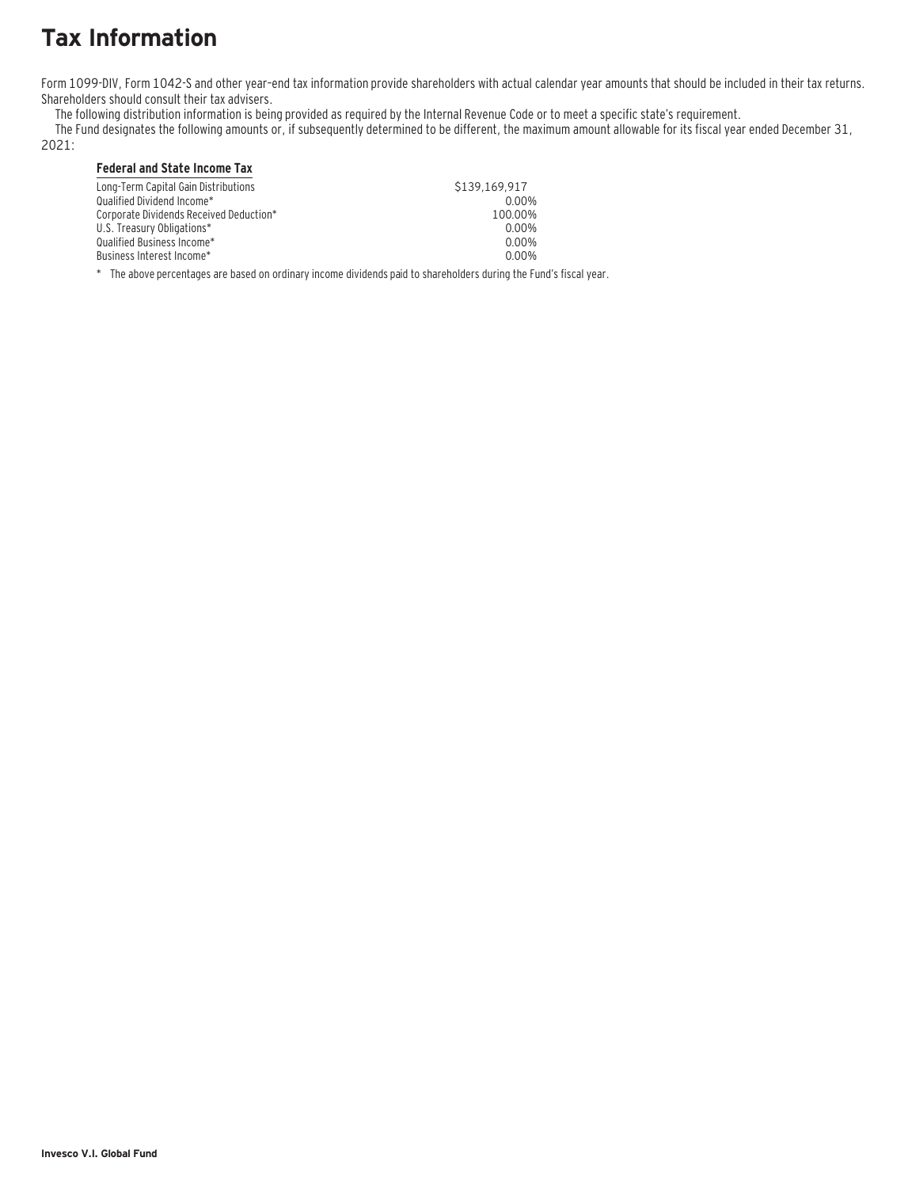# Tax Information

Form 1099-DIV, Form 1042-S and other year–end tax information provide shareholders with actual calendar year amounts that should be included in their tax returns. Shareholders should consult their tax advisers.

The following distribution information is being provided as required by the Internal Revenue Code or to meet a specific state's requirement.

The Fund designates the following amounts or, if subsequently determined to be different, the maximum amount allowable for its fiscal year ended December 31, 2021:

| **Federal and State Income Tax** | |
|---|---|
| Long-Term Capital Gain Distributions | $139,169,917 |
| Qualified Dividend Income* | 0.00% |
| Corporate Dividends Received Deduction* | 100.00% |
| U.S. Treasury Obligations* | 0.00% |
| Qualified Business Income* | 0.00% |
| Business Interest Income* | 0.00% |

\* The above percentages are based on ordinary income dividends paid to shareholders during the Fund's fiscal year.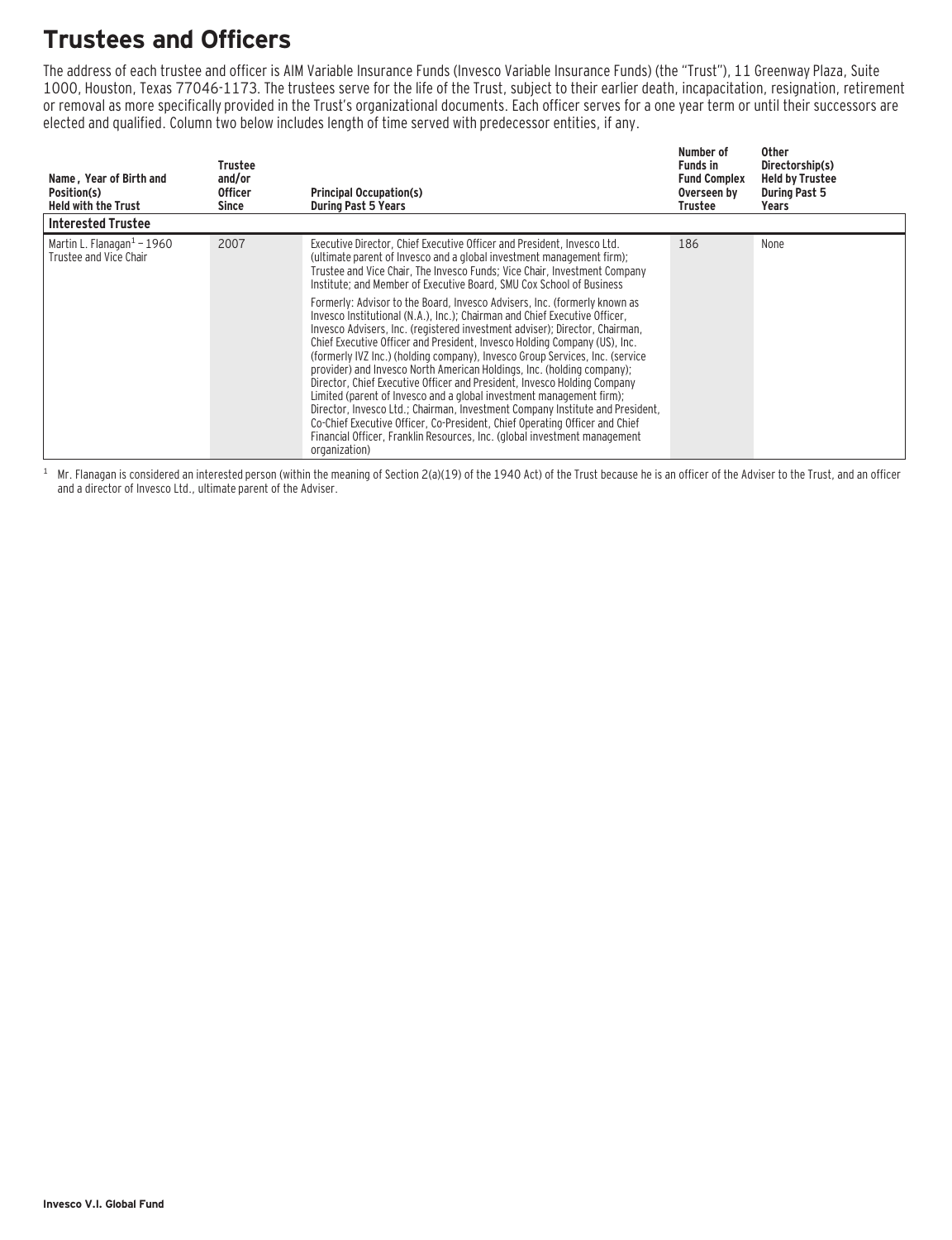# Trustees and Officers

The address of each trustee and officer is AIM Variable Insurance Funds (Invesco Variable Insurance Funds) (the "Trust"), 11 Greenway Plaza, Suite 1000, Houston, Texas 77046-1173. The trustees serve for the life of the Trust, subject to their earlier death, incapacitation, resignation, retirement or removal as more specifically provided in the Trust's organizational documents. Each officer serves for a one year term or until their successors are elected and qualified. Column two below includes length of time served with predecessor entities, if any.

| Name, Year of Birth and Position(s) Held with the Trust | Trustee and/or Officer Since | Principal Occupation(s) During Past 5 Years | Number of Funds in Fund Complex Overseen by Trustee | Other Directorship(s) Held by Trustee During Past 5 Years |
|---|---|---|---|---|
| **Interested Trustee** | | | | |
| Martin L. Flanagan[1] – 1960 Trustee and Vice Chair | 2007 | Executive Director, Chief Executive Officer and President, Invesco Ltd. (ultimate parent of Invesco and a global investment management firm); Trustee and Vice Chair, The Invesco Funds; Vice Chair, Investment Company Institute; and Member of Executive Board, SMU Cox School of Business<br><br>Formerly: Advisor to the Board, Invesco Advisers, Inc. (formerly known as Invesco Institutional (N.A.), Inc.); Chairman and Chief Executive Officer, Invesco Advisers, Inc. (registered investment adviser); Director, Chairman, Chief Executive Officer and President, Invesco Holding Company (US), Inc. (formerly IVZ Inc.) (holding company), Invesco Group Services, Inc. (service provider) and Invesco North American Holdings, Inc. (holding company); Director, Chief Executive Officer and President, Invesco Holding Company Limited (parent of Invesco and a global investment management firm); Director, Invesco Ltd.; Chairman, Investment Company Institute and President, Co-Chief Executive Officer, Co-President, Chief Operating Officer and Chief Financial Officer, Franklin Resources, Inc. (global investment management organization) | 186 | None |

[1] Mr. Flanagan is considered an interested person (within the meaning of Section 2(a)(19) of the 1940 Act) of the Trust because he is an officer of the Adviser to the Trust, and an officer and a director of Invesco Ltd., ultimate parent of the Adviser.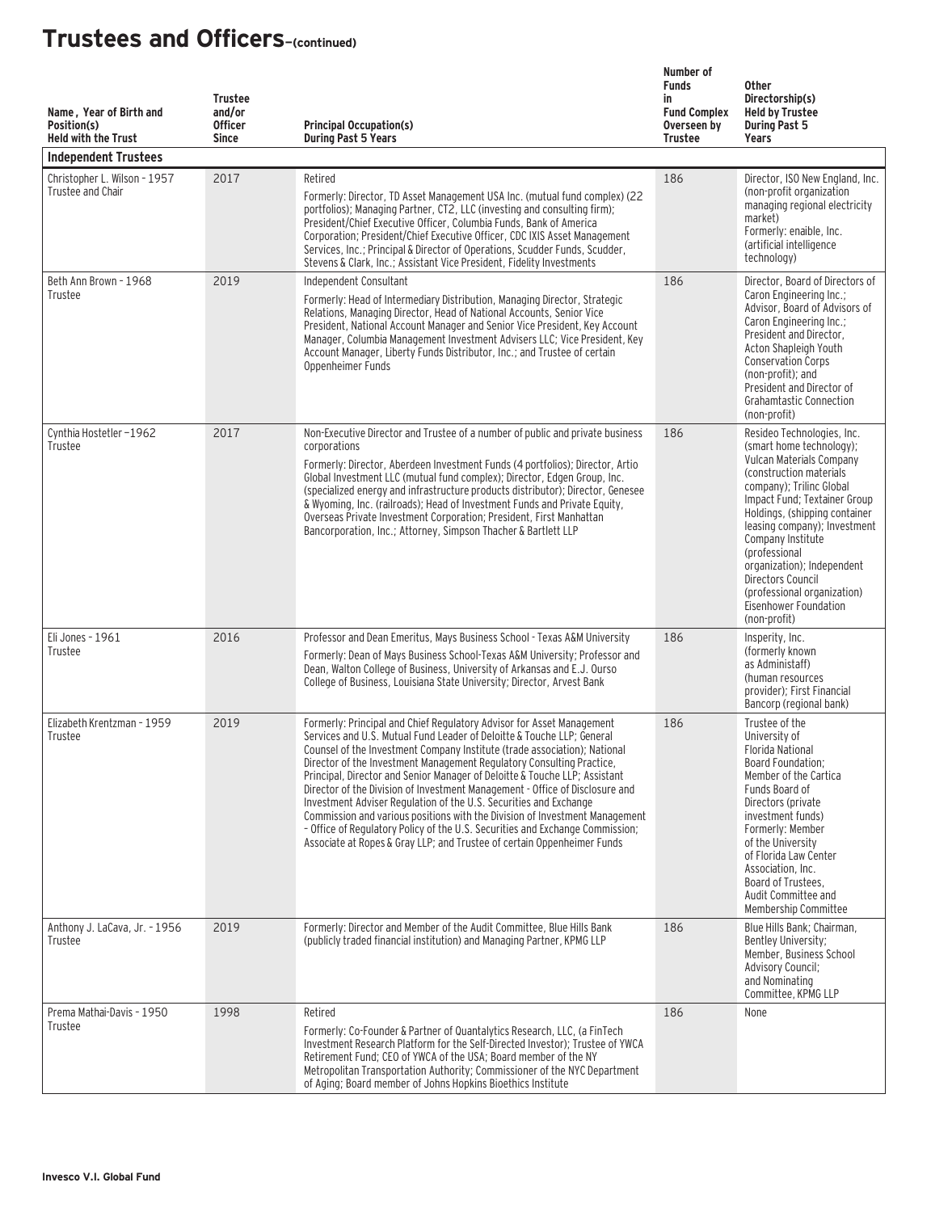# Trustees and Officers–(continued)

| Name, Year of Birth and Position(s) Held with the Trust | Trustee and/or Officer Since | Principal Occupation(s) During Past 5 Years | Number of Funds in Fund Complex Overseen by Trustee | Other Directorship(s) Held by Trustee During Past 5 Years |
|---|---|---|---|---|
| **Independent Trustees** | | | | |
| Christopher L. Wilson - 1957 Trustee and Chair | 2017 | Retired<br>Formerly: Director, TD Asset Management USA Inc. (mutual fund complex) (22 portfolios); Managing Partner, CT2, LLC (investing and consulting firm); President/Chief Executive Officer, Columbia Funds, Bank of America Corporation; President/Chief Executive Officer, CDC IXIS Asset Management Services, Inc.; Principal & Director of Operations, Scudder Funds, Scudder, Stevens & Clark, Inc.; Assistant Vice President, Fidelity Investments | 186 | Director, ISO New England, Inc. (non-profit organization managing regional electricity market)<br>Formerly: enaible, Inc. (artificial intelligence technology) |
| Beth Ann Brown - 1968 Trustee | 2019 | Independent Consultant<br>Formerly: Head of Intermediary Distribution, Managing Director, Strategic Relations, Managing Director, Head of National Accounts, Senior Vice President, National Account Manager and Senior Vice President, Key Account Manager, Columbia Management Investment Advisers LLC; Vice President, Key Account Manager, Liberty Funds Distributor, Inc.; and Trustee of certain Oppenheimer Funds | 186 | Director, Board of Directors of Caron Engineering Inc.; Advisor, Board of Advisors of Caron Engineering Inc.; President and Director, Acton Shapleigh Youth Conservation Corps (non-profit); and President and Director of Grahamtastic Connection (non-profit) |
| Cynthia Hostetler –1962 Trustee | 2017 | Non-Executive Director and Trustee of a number of public and private business corporations<br>Formerly: Director, Aberdeen Investment Funds (4 portfolios); Director, Artio Global Investment LLC (mutual fund complex); Director, Edgen Group, Inc. (specialized energy and infrastructure products distributor); Director, Genesee & Wyoming, Inc. (railroads); Head of Investment Funds and Private Equity, Overseas Private Investment Corporation; President, First Manhattan Bancorporation, Inc.; Attorney, Simpson Thacher & Bartlett LLP | 186 | Resideo Technologies, Inc. (smart home technology); Vulcan Materials Company (construction materials company); Trilinc Global Impact Fund; Textainer Group Holdings, (shipping container leasing company); Investment Company Institute (professional organization); Independent Directors Council (professional organization) Eisenhower Foundation (non-profit) |
| Eli Jones - 1961 Trustee | 2016 | Professor and Dean Emeritus, Mays Business School - Texas A&M University<br>Formerly: Dean of Mays Business School-Texas A&M University; Professor and Dean, Walton College of Business, University of Arkansas and E.J. Ourso College of Business, Louisiana State University; Director, Arvest Bank | 186 | Insperity, Inc. (formerly known as Administaff) (human resources provider); First Financial Bancorp (regional bank) |
| Elizabeth Krentzman - 1959 Trustee | 2019 | Formerly: Principal and Chief Regulatory Advisor for Asset Management Services and U.S. Mutual Fund Leader of Deloitte & Touche LLP; General Counsel of the Investment Company Institute (trade association); National Director of the Investment Management Regulatory Consulting Practice, Principal, Director and Senior Manager of Deloitte & Touche LLP; Assistant Director of the Division of Investment Management - Office of Disclosure and Investment Adviser Regulation of the U.S. Securities and Exchange Commission and various positions with the Division of Investment Management – Office of Regulatory Policy of the U.S. Securities and Exchange Commission; Associate at Ropes & Gray LLP; and Trustee of certain Oppenheimer Funds | 186 | Trustee of the University of Florida National Board Foundation; Member of the Cartica Funds Board of Directors (private investment funds)<br>Formerly: Member of the University of Florida Law Center Association, Inc. Board of Trustees, Audit Committee and Membership Committee |
| Anthony J. LaCava, Jr. - 1956 Trustee | 2019 | Formerly: Director and Member of the Audit Committee, Blue Hills Bank (publicly traded financial institution) and Managing Partner, KPMG LLP | 186 | Blue Hills Bank; Chairman, Bentley University; Member, Business School Advisory Council; and Nominating Committee, KPMG LLP |
| Prema Mathai-Davis - 1950 Trustee | 1998 | Retired<br>Formerly: Co-Founder & Partner of Quantalytics Research, LLC, (a FinTech Investment Research Platform for the Self-Directed Investor); Trustee of YWCA Retirement Fund; CEO of YWCA of the USA; Board member of the NY Metropolitan Transportation Authority; Commissioner of the NYC Department of Aging; Board member of Johns Hopkins Bioethics Institute | 186 | None |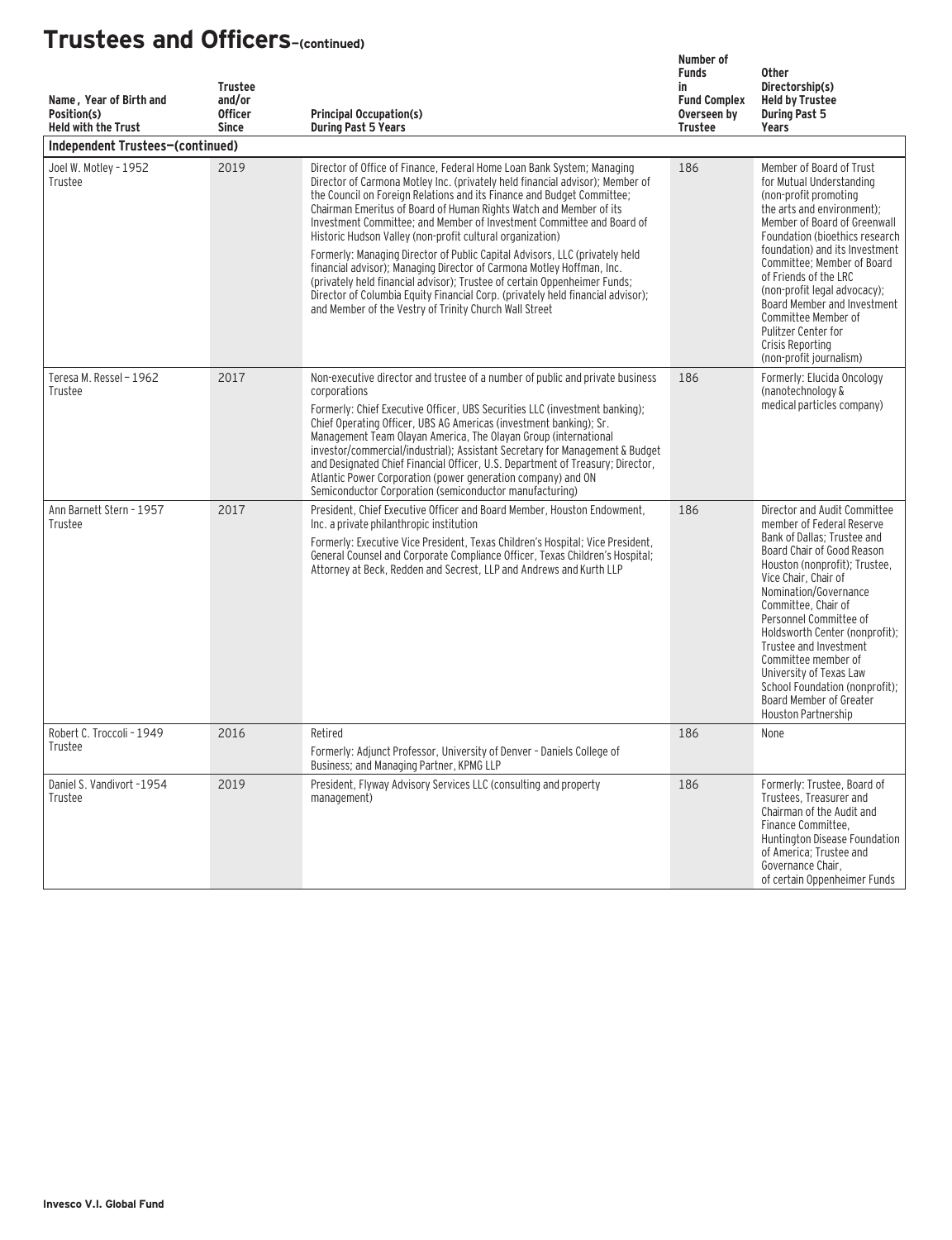# Trustees and Officers–(continued)

| Name, Year of Birth and Position(s) Held with the Trust | Trustee and/or Officer Since | Principal Occupation(s) During Past 5 Years | Number of Funds in Fund Complex Overseen by Trustee | Other Directorship(s) Held by Trustee During Past 5 Years |
|---|---|---|---|---|
| **Independent Trustees–(continued)** | | | | |
| Joel W. Motley - 1952 Trustee | 2019 | Director of Office of Finance, Federal Home Loan Bank System; Managing Director of Carmona Motley Inc. (privately held financial advisor); Member of the Council on Foreign Relations and its Finance and Budget Committee; Chairman Emeritus of Board of Human Rights Watch and Member of its Investment Committee; and Member of Investment Committee and Board of Historic Hudson Valley (non-profit cultural organization)<br>Formerly: Managing Director of Public Capital Advisors, LLC (privately held financial advisor); Managing Director of Carmona Motley Hoffman, Inc. (privately held financial advisor); Trustee of certain Oppenheimer Funds; Director of Columbia Equity Financial Corp. (privately held financial advisor); and Member of the Vestry of Trinity Church Wall Street | 186 | Member of Board of Trust for Mutual Understanding (non-profit promoting the arts and environment); Member of Board of Greenwall Foundation (bioethics research foundation) and its Investment Committee; Member of Board of Friends of the LRC (non-profit legal advocacy); Board Member and Investment Committee Member of Pulitzer Center for Crisis Reporting (non-profit journalism) |
| Teresa M. Ressel – 1962 Trustee | 2017 | Non-executive director and trustee of a number of public and private business corporations<br>Formerly: Chief Executive Officer, UBS Securities LLC (investment banking); Chief Operating Officer, UBS AG Americas (investment banking); Sr. Management Team Olayan America, The Olayan Group (international investor/commercial/industrial); Assistant Secretary for Management & Budget and Designated Chief Financial Officer, U.S. Department of Treasury; Director, Atlantic Power Corporation (power generation company) and ON Semiconductor Corporation (semiconductor manufacturing) | 186 | Formerly: Elucida Oncology (nanotechnology & medical particles company) |
| Ann Barnett Stern - 1957 Trustee | 2017 | President, Chief Executive Officer and Board Member, Houston Endowment, Inc. a private philanthropic institution<br>Formerly: Executive Vice President, Texas Children's Hospital; Vice President, General Counsel and Corporate Compliance Officer, Texas Children's Hospital; Attorney at Beck, Redden and Secrest, LLP and Andrews and Kurth LLP | 186 | Director and Audit Committee member of Federal Reserve Bank of Dallas; Trustee and Board Chair of Good Reason Houston (nonprofit); Trustee, Vice Chair, Chair of Nomination/Governance Committee, Chair of Personnel Committee of Holdsworth Center (nonprofit); Trustee and Investment Committee member of University of Texas Law School Foundation (nonprofit); Board Member of Greater Houston Partnership |
| Robert C. Troccoli - 1949 Trustee | 2016 | Retired<br>Formerly: Adjunct Professor, University of Denver – Daniels College of Business; and Managing Partner, KPMG LLP | 186 | None |
| Daniel S. Vandivort -1954 Trustee | 2019 | President, Flyway Advisory Services LLC (consulting and property management) | 186 | Formerly: Trustee, Board of Trustees, Treasurer and Chairman of the Audit and Finance Committee, Huntington Disease Foundation of America; Trustee and Governance Chair, of certain Oppenheimer Funds |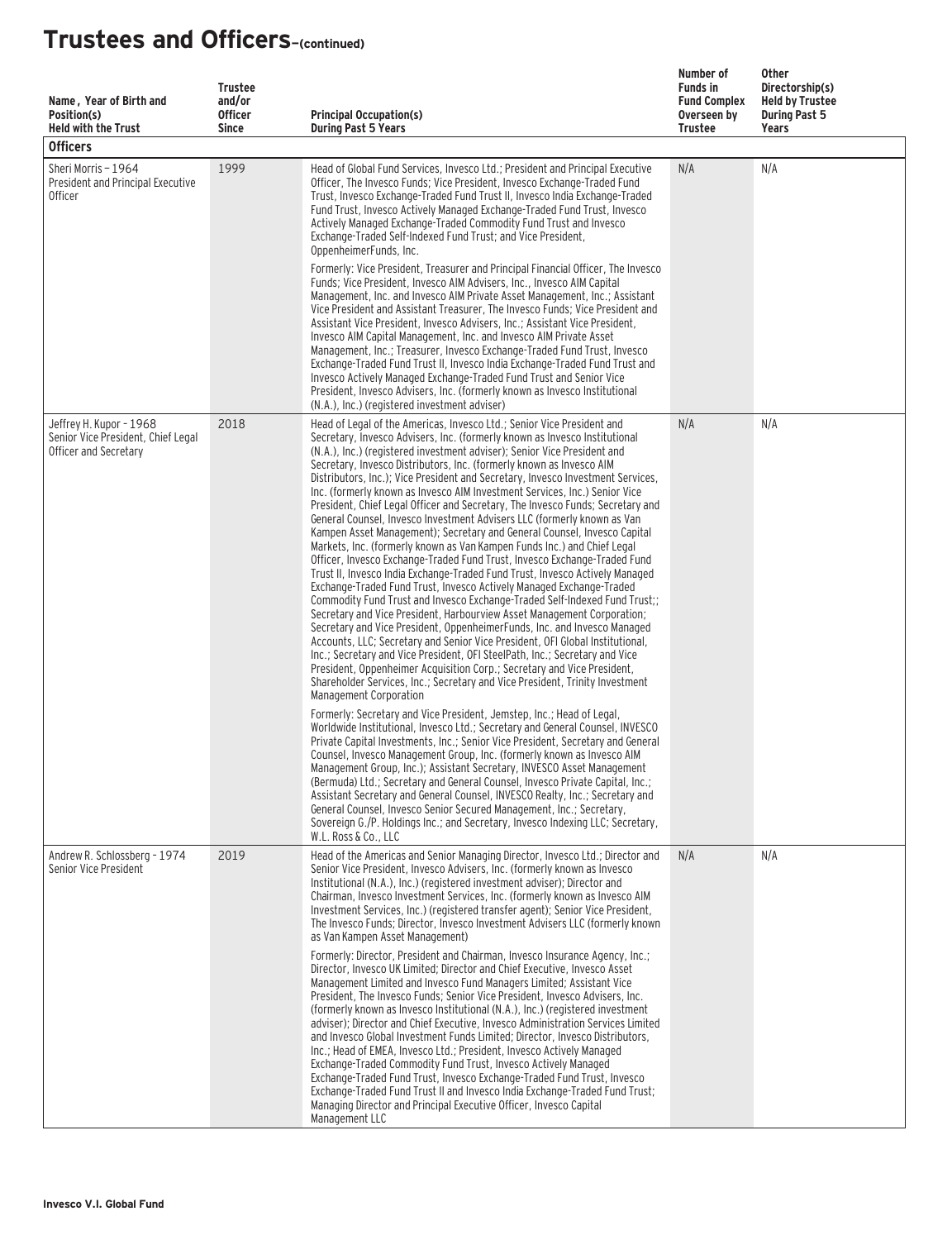# Trustees and Officers–(continued)

| Name, Year of Birth and Position(s) Held with the Trust | Trustee and/or Officer Since | Principal Occupation(s) During Past 5 Years | Number of Funds in Fund Complex Overseen by Trustee | Other Directorship(s) Held by Trustee During Past 5 Years |
|---|---|---|---|---|
| **Officers** | | | | |
| Sheri Morris – 1964<br>President and Principal Executive Officer | 1999 | Head of Global Fund Services, Invesco Ltd.; President and Principal Executive Officer, The Invesco Funds; Vice President, Invesco Exchange-Traded Fund Trust, Invesco Exchange-Traded Fund Trust II, Invesco India Exchange-Traded Fund Trust, Invesco Actively Managed Exchange-Traded Fund Trust, Invesco Actively Managed Exchange-Traded Commodity Fund Trust and Invesco Exchange-Traded Self-Indexed Fund Trust; and Vice President, OppenheimerFunds, Inc.<br><br>Formerly: Vice President, Treasurer and Principal Financial Officer, The Invesco Funds; Vice President, Invesco AIM Advisers, Inc., Invesco AIM Capital Management, Inc. and Invesco AIM Private Asset Management, Inc.; Assistant Vice President and Assistant Treasurer, The Invesco Funds; Vice President and Assistant Vice President, Invesco Advisers, Inc.; Assistant Vice President, Invesco AIM Capital Management, Inc. and Invesco AIM Private Asset Management, Inc.; Treasurer, Invesco Exchange-Traded Fund Trust, Invesco Exchange-Traded Fund Trust II, Invesco India Exchange-Traded Fund Trust and Invesco Actively Managed Exchange-Traded Fund Trust and Senior Vice President, Invesco Advisers, Inc. (formerly known as Invesco Institutional (N.A.), Inc.) (registered investment adviser) | N/A | N/A |
| Jeffrey H. Kupor – 1968<br>Senior Vice President, Chief Legal Officer and Secretary | 2018 | Head of Legal of the Americas, Invesco Ltd.; Senior Vice President and Secretary, Invesco Advisers, Inc. (formerly known as Invesco Institutional (N.A.), Inc.) (registered investment adviser); Senior Vice President and Secretary, Invesco Distributors, Inc. (formerly known as Invesco AIM Distributors, Inc.); Vice President and Secretary, Invesco Investment Services, Inc. (formerly known as Invesco AIM Investment Services, Inc.) Senior Vice President, Chief Legal Officer and Secretary, The Invesco Funds; Secretary and General Counsel, Invesco Investment Advisers LLC (formerly known as Van Kampen Asset Management); Secretary and General Counsel, Invesco Capital Markets, Inc. (formerly known as Van Kampen Funds Inc.) and Chief Legal Officer, Invesco Exchange-Traded Fund Trust, Invesco Exchange-Traded Fund Trust II, Invesco India Exchange-Traded Fund Trust, Invesco Actively Managed Exchange-Traded Fund Trust, Invesco Actively Managed Exchange-Traded Commodity Fund Trust and Invesco Exchange-Traded Self-Indexed Fund Trust;; Secretary and Vice President, Harbourview Asset Management Corporation; Secretary and Vice President, OppenheimerFunds, Inc. and Invesco Managed Accounts, LLC; Secretary and Senior Vice President, OFI Global Institutional, Inc.; Secretary and Vice President, OFI SteelPath, Inc.; Secretary and Vice President, Oppenheimer Acquisition Corp.; Secretary and Vice President, Shareholder Services, Inc.; Secretary and Vice President, Trinity Investment Management Corporation<br><br>Formerly: Secretary and Vice President, Jemstep, Inc.; Head of Legal, Worldwide Institutional, Invesco Ltd.; Secretary and General Counsel, INVESCO Private Capital Investments, Inc.; Senior Vice President, Secretary and General Counsel, Invesco Management Group, Inc. (formerly known as Invesco AIM Management Group, Inc.); Assistant Secretary, INVESCO Asset Management (Bermuda) Ltd.; Secretary and General Counsel, Invesco Private Capital, Inc.; Assistant Secretary and General Counsel, INVESCO Realty, Inc.; Secretary and General Counsel, Invesco Senior Secured Management, Inc.; Secretary, Sovereign G./P. Holdings Inc.; and Secretary, Invesco Indexing LLC; Secretary, W.L. Ross & Co., LLC | N/A | N/A |
| Andrew R. Schlossberg – 1974<br>Senior Vice President | 2019 | Head of the Americas and Senior Managing Director, Invesco Ltd.; Director and Senior Vice President, Invesco Advisers, Inc. (formerly known as Invesco Institutional (N.A.), Inc.) (registered investment adviser); Director and Chairman, Invesco Investment Services, Inc. (formerly known as Invesco AIM Investment Services, Inc.) (registered transfer agent); Senior Vice President, The Invesco Funds; Director, Invesco Investment Advisers LLC (formerly known as Van Kampen Asset Management)<br><br>Formerly: Director, President and Chairman, Invesco Insurance Agency, Inc.; Director, Invesco UK Limited; Director and Chief Executive, Invesco Asset Management Limited and Invesco Fund Managers Limited; Assistant Vice President, The Invesco Funds; Senior Vice President, Invesco Advisers, Inc. (formerly known as Invesco Institutional (N.A.), Inc.) (registered investment adviser); Director and Chief Executive, Invesco Administration Services Limited and Invesco Global Investment Funds Limited; Director, Invesco Distributors, Inc.; Head of EMEA, Invesco Ltd.; President, Invesco Actively Managed Exchange-Traded Commodity Fund Trust, Invesco Actively Managed Exchange-Traded Fund Trust, Invesco Exchange-Traded Fund Trust, Invesco Exchange-Traded Fund Trust II and Invesco India Exchange-Traded Fund Trust; Managing Director and Principal Executive Officer, Invesco Capital Management LLC | N/A | N/A |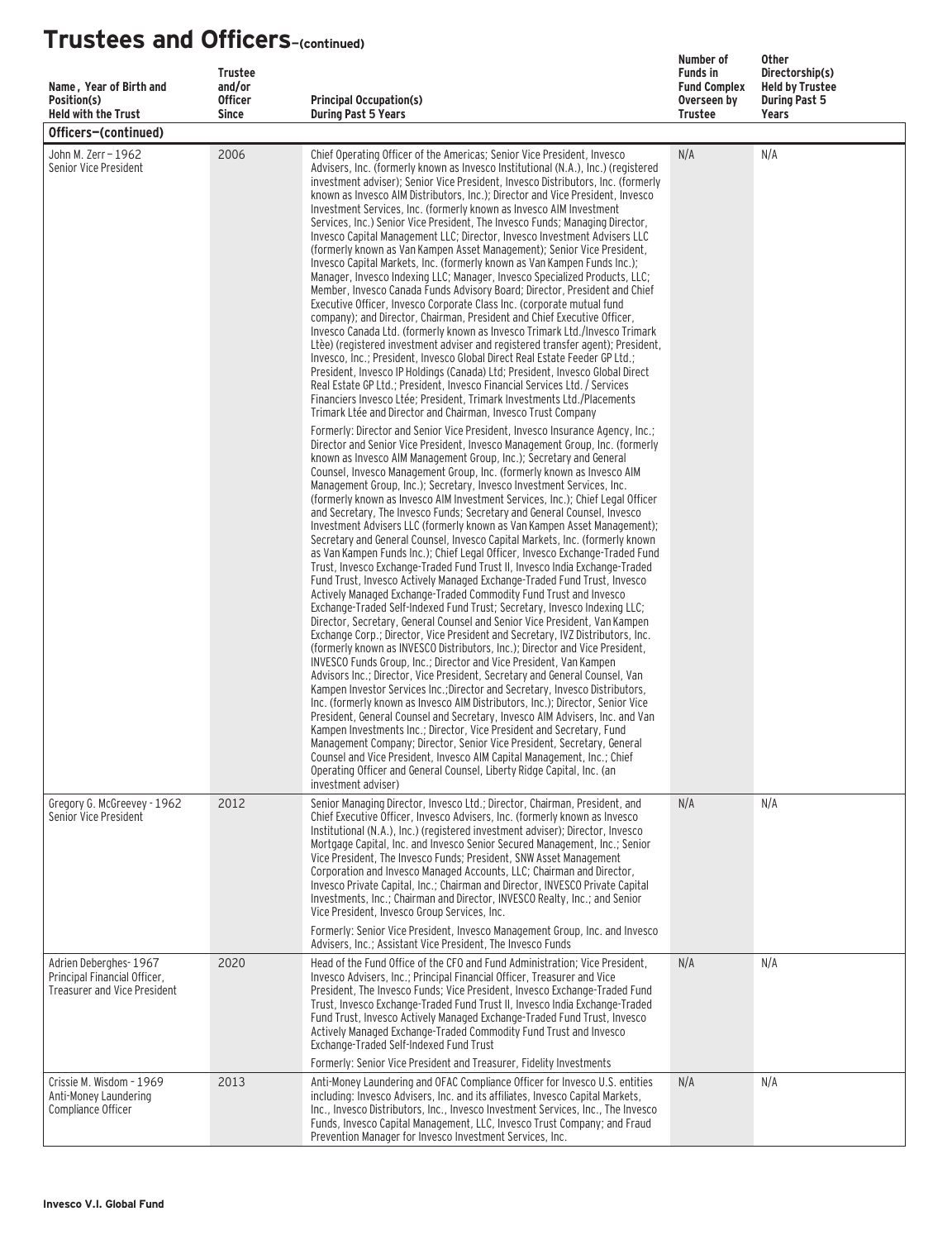# Trustees and Officers—(continued)

| Name, Year of Birth and Position(s) Held with the Trust | Trustee and/or Officer Since | Principal Occupation(s) During Past 5 Years | Number of Funds in Fund Complex Overseen by Trustee | Other Directorship(s) Held by Trustee During Past 5 Years |
|---|---|---|---|---|
| **Officers—(continued)** | | | | |
| John M. Zerr – 1962<br>Senior Vice President | 2006 | Chief Operating Officer of the Americas; Senior Vice President, Invesco Advisers, Inc. (formerly known as Invesco Institutional (N.A.), Inc.) (registered investment adviser); Senior Vice President, Invesco Distributors, Inc. (formerly known as Invesco AIM Distributors, Inc.); Director and Vice President, Invesco Investment Services, Inc. (formerly known as Invesco AIM Investment Services, Inc.) Senior Vice President, The Invesco Funds; Managing Director, Invesco Capital Management LLC; Director, Invesco Investment Advisers LLC (formerly known as Van Kampen Asset Management); Senior Vice President, Invesco Capital Markets, Inc. (formerly known as Van Kampen Funds Inc.); Manager, Invesco Indexing LLC; Manager, Invesco Specialized Products, LLC; Member, Invesco Canada Funds Advisory Board; Director, President and Chief Executive Officer, Invesco Corporate Class Inc. (corporate mutual fund company); and Director, Chairman, President and Chief Executive Officer, Invesco Canada Ltd. (formerly known as Invesco Trimark Ltd./Invesco Trimark Ltèe) (registered investment adviser and registered transfer agent); President, Invesco, Inc.; President, Invesco Global Direct Real Estate Feeder GP Ltd.; President, Invesco IP Holdings (Canada) Ltd; President, Invesco Global Direct Real Estate GP Ltd.; President, Invesco Financial Services Ltd. / Services Financiers Invesco Ltée; President, Trimark Investments Ltd./Placements Trimark Ltée and Director and Chairman, Invesco Trust Company<br><br>Formerly: Director and Senior Vice President, Invesco Insurance Agency, Inc.; Director and Senior Vice President, Invesco Management Group, Inc. (formerly known as Invesco AIM Management Group, Inc.); Secretary and General Counsel, Invesco Management Group, Inc. (formerly known as Invesco AIM Management Group, Inc.); Secretary, Invesco Investment Services, Inc. (formerly known as Invesco AIM Investment Services, Inc.); Chief Legal Officer and Secretary, The Invesco Funds; Secretary and General Counsel, Invesco Investment Advisers LLC (formerly known as Van Kampen Asset Management); Secretary and General Counsel, Invesco Capital Markets, Inc. (formerly known as Van Kampen Funds Inc.); Chief Legal Officer, Invesco Exchange-Traded Fund Trust, Invesco Exchange-Traded Fund Trust II, Invesco India Exchange-Traded Fund Trust, Invesco Actively Managed Exchange-Traded Fund Trust, Invesco Actively Managed Exchange-Traded Commodity Fund Trust and Invesco Exchange-Traded Self-Indexed Fund Trust; Secretary, Invesco Indexing LLC; Director, Secretary, General Counsel and Senior Vice President, Van Kampen Exchange Corp.; Director, Vice President and Secretary, IVZ Distributors, Inc. (formerly known as INVESCO Distributors, Inc.); Director and Vice President, INVESCO Funds Group, Inc.; Director and Vice President, Van Kampen Advisors Inc.; Director, Vice President, Secretary and General Counsel, Van Kampen Investor Services Inc.;Director and Secretary, Invesco Distributors, Inc. (formerly known as Invesco AIM Distributors, Inc.); Director, Senior Vice President, General Counsel and Secretary, Invesco AIM Advisers, Inc. and Van Kampen Investments Inc.; Director, Vice President and Secretary, Fund Management Company; Director, Senior Vice President, Secretary, General Counsel and Vice President, Invesco AIM Capital Management, Inc.; Chief Operating Officer and General Counsel, Liberty Ridge Capital, Inc. (an investment adviser) | N/A | N/A |
| Gregory G. McGreevey - 1962<br>Senior Vice President | 2012 | Senior Managing Director, Invesco Ltd.; Director, Chairman, President, and Chief Executive Officer, Invesco Advisers, Inc. (formerly known as Invesco Institutional (N.A.), Inc.) (registered investment adviser); Director, Invesco Mortgage Capital, Inc. and Invesco Senior Secured Management, Inc.; Senior Vice President, The Invesco Funds; President, SNW Asset Management Corporation and Invesco Managed Accounts, LLC; Chairman and Director, Invesco Private Capital, Inc.; Chairman and Director, INVESCO Private Capital Investments, Inc.; Chairman and Director, INVESCO Realty, Inc.; and Senior Vice President, Invesco Group Services, Inc.<br><br>Formerly: Senior Vice President, Invesco Management Group, Inc. and Invesco Advisers, Inc.; Assistant Vice President, The Invesco Funds | N/A | N/A |
| Adrien Deberghes- 1967<br>Principal Financial Officer, Treasurer and Vice President | 2020 | Head of the Fund Office of the CFO and Fund Administration; Vice President, Invesco Advisers, Inc.; Principal Financial Officer, Treasurer and Vice President, The Invesco Funds; Vice President, Invesco Exchange-Traded Fund Trust, Invesco Exchange-Traded Fund Trust II, Invesco India Exchange-Traded Fund Trust, Invesco Actively Managed Exchange-Traded Fund Trust, Invesco Actively Managed Exchange-Traded Commodity Fund Trust and Invesco Exchange-Traded Self-Indexed Fund Trust<br><br>Formerly: Senior Vice President and Treasurer, Fidelity Investments | N/A | N/A |
| Crissie M. Wisdom - 1969<br>Anti-Money Laundering Compliance Officer | 2013 | Anti-Money Laundering and OFAC Compliance Officer for Invesco U.S. entities including: Invesco Advisers, Inc. and its affiliates, Invesco Capital Markets, Inc., Invesco Distributors, Inc., Invesco Investment Services, Inc., The Invesco Funds, Invesco Capital Management, LLC, Invesco Trust Company; and Fraud Prevention Manager for Invesco Investment Services, Inc. | N/A | N/A |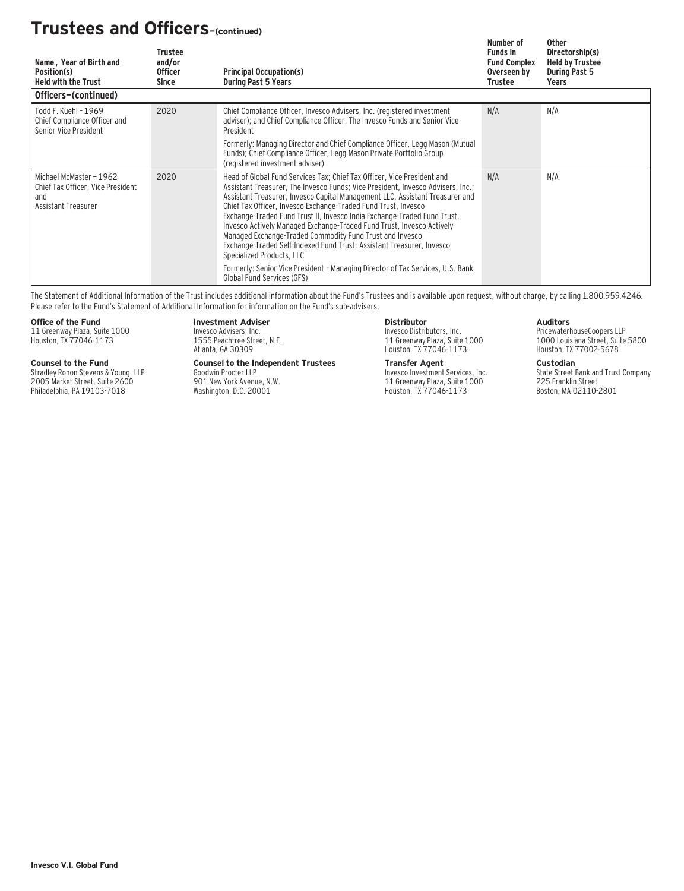# Trustees and Officers—(continued)

| Name, Year of Birth and Position(s) Held with the Trust | Trustee and/or Officer Since | Principal Occupation(s) During Past 5 Years | Number of Funds in Fund Complex Overseen by Trustee | Other Directorship(s) Held by Trustee During Past 5 Years |
|---|---|---|---|---|
| **Officers—(continued)** | | | | |
| Todd F. Kuehl - 1969 Chief Compliance Officer and Senior Vice President | 2020 | Chief Compliance Officer, Invesco Advisers, Inc. (registered investment adviser); and Chief Compliance Officer, The Invesco Funds and Senior Vice President<br><br>Formerly: Managing Director and Chief Compliance Officer, Legg Mason (Mutual Funds); Chief Compliance Officer, Legg Mason Private Portfolio Group (registered investment adviser) | N/A | N/A |
| Michael McMaster – 1962 Chief Tax Officer, Vice President and Assistant Treasurer | 2020 | Head of Global Fund Services Tax; Chief Tax Officer, Vice President and Assistant Treasurer, The Invesco Funds; Vice President, Invesco Advisers, Inc.; Assistant Treasurer, Invesco Capital Management LLC, Assistant Treasurer and Chief Tax Officer, Invesco Exchange-Traded Fund Trust, Invesco Exchange-Traded Fund Trust II, Invesco India Exchange-Traded Fund Trust, Invesco Actively Managed Exchange-Traded Fund Trust, Invesco Actively Managed Exchange-Traded Commodity Fund Trust and Invesco Exchange-Traded Self-Indexed Fund Trust; Assistant Treasurer, Invesco Specialized Products, LLC<br><br>Formerly: Senior Vice President – Managing Director of Tax Services, U.S. Bank Global Fund Services (GFS) | N/A | N/A |

The Statement of Additional Information of the Trust includes additional information about the Fund's Trustees and is available upon request, without charge, by calling 1.800.959.4246. Please refer to the Fund's Statement of Additional Information for information on the Fund's sub-advisers.

**Office of the Fund**
11 Greenway Plaza, Suite 1000
Houston, TX 77046-1173

**Counsel to the Fund**
Stradley Ronon Stevens & Young, LLP
2005 Market Street, Suite 2600
Philadelphia, PA 19103-7018

**Investment Adviser**
Invesco Advisers, Inc.
1555 Peachtree Street, N.E.
Atlanta, GA 30309

**Counsel to the Independent Trustees**
Goodwin Procter LLP
901 New York Avenue, N.W.
Washington, D.C. 20001

**Distributor**
Invesco Distributors, Inc.
11 Greenway Plaza, Suite 1000
Houston, TX 77046-1173

**Transfer Agent**
Invesco Investment Services, Inc.
11 Greenway Plaza, Suite 1000
Houston, TX 77046-1173

**Auditors**
PricewaterhouseCoopers LLP
1000 Louisiana Street, Suite 5800
Houston, TX 77002-5678

**Custodian**
State Street Bank and Trust Company
225 Franklin Street
Boston, MA 02110-2801